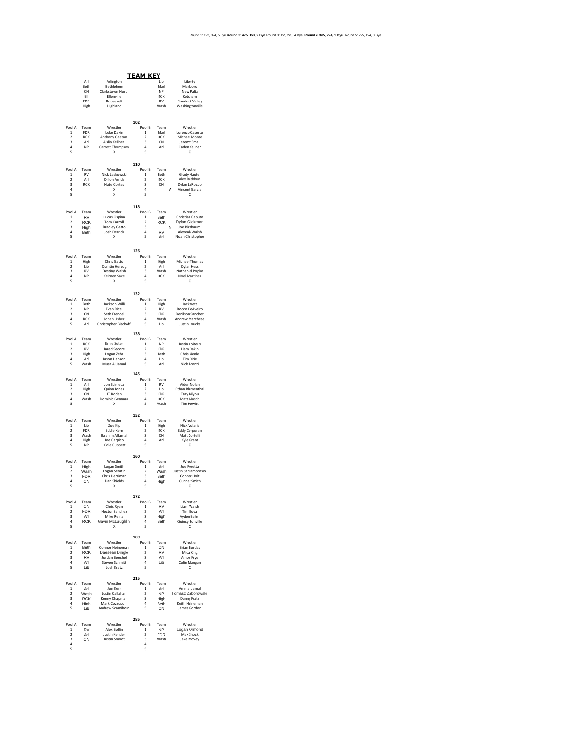Round 1: 1v2, 3v4, 5 Bye **Round 2: 4v5, 1v3, 2 Bye** Round 3: 1v5, 2v3, 4 Bye **Round 4: 3v5, 2v4, 1 Bye** Round 5: 2v5, 1v4, 3 Bye

## TEAM KEY

| Abbr | Team | Abbr | Team |
|---|---|---|---|
| Arl | Arlington | Lib | Liberty |
| Beth | Bethlehem | Marl | Marlboro |
| CN | Clarkstown North | NP | New Paltz |
| Ell | Ellenville | RCK | Ketcham |
| FDR | Roosevelt | RV | Rondout Valley |
| High | Highland | Wash | Washingtonville |

### 102

| Pool A | Team | Wrestler | Pool B | Team | Wrestler |
|---|---|---|---|---|---|
| 1 | FDR | Luke Dakin | 1 | Marl | Lorenzo Caserto |
| 2 | RCK | Anthony Gaetani | 2 | RCK | Michael Monte |
| 3 | Arl | Aislin Kellner | 3 | CN | Jeremy Small |
| 4 | NP | Garrett Thompson | 4 | Arl | Caden Kellner |
| 5 | | X | 5 | | X |

### 110

| Pool A | Team | Wrestler | Pool B | Team | Wrestler |
|---|---|---|---|---|---|
| 1 | RV | Nick Laskowski | 1 | Beth | Grady Nautel |
| 2 | Arl | Dillon Arrick | 2 | RCK | Alex Rathbun |
| 3 | RCK | Nate Cortes | 3 | CN | Dylan LaRocco |
| 4 | | X | 4 | V | Vincent Garcia |
| 5 | | X | 5 | | X |

### 118

| Pool A | Team | Wrestler | Pool B | Team | Wrestler |
|---|---|---|---|---|---|
| 1 | RV | Lucas Ospina | 1 | Beth | Christian Caputo |
| 2 | RCK | Tom Carroll | 2 | RCK | Dylan Glickman |
| 3 | High | Bradley Gatto | 3 | N | Joe Birnbaum |
| 4 | Beth | Josh Derrick | 4 | RV | Alexeah Walsh |
| 5 | | X | 5 | Arl | Noah Christopher |

### 126

| Pool A | Team | Wrestler | Pool B | Team | Wrestler |
|---|---|---|---|---|---|
| 1 | High | Chris Gatto | 1 | High | Michael Thomas |
| 2 | Lib | Quintin Herzog | 2 | Arl | Dylan Hess |
| 3 | RV | Destiny Walsh | 3 | Wash | Nathaniel Popko |
| 4 | NP | Keirnen Saxe | 4 | RCK | Noel Martinez |
| 5 | | X | 5 | | X |

### 132

| Pool A | Team | Wrestler | Pool B | Team | Wrestler |
|---|---|---|---|---|---|
| 1 | Beth | Jackson Willi | 1 | High | Jack Vett |
| 2 | NP | Evan Rice | 2 | RV | Rocco DeAveiro |
| 3 | CN | Seth Frendel | 3 | FDR | Denilson Sanchez |
| 4 | RCK | Jonah Usher | 4 | Wash | Andrew Marchese |
| 5 | Arl | Christopher Bischoff | 5 | Lib | Justin Loucks |

### 138

| Pool A | Team | Wrestler | Pool B | Team | Wrestler |
|---|---|---|---|---|---|
| 1 | RCK | Ernie Suter | 1 | NP | Justin Coiteux |
| 2 | RV | Jared Secore | 2 | FDR | Liam Dakin |
| 3 | High | Logan Zehr | 3 | Beth | Chris Kienle |
| 4 | Arl | Jason Hanson | 4 | Lib | Tim Dirie |
| 5 | Wash | Musa Al Jamal | 5 | Arl | Nick Bronzi |

### 145

| Pool A | Team | Wrestler | Pool B | Team | Wrestler |
|---|---|---|---|---|---|
| 1 | Arl | Jon Scimeca | 1 | RV | Aiden Nolan |
| 2 | High | Quinn Jones | 2 | Lib | Ethan Blumenthal |
| 3 | CN | JT Roden | 3 | FDR | Tray Bilyou |
| 4 | Wash | Dominic Gennaro | 4 | RCK | Matt Masch |
| 5 | | X | 5 | Wash | Tim Hewitt |

### 152

| Pool A | Team | Wrestler | Pool B | Team | Wrestler |
|---|---|---|---|---|---|
| 1 | Lib | Zoe Kip | 1 | High | Nick Volaris |
| 2 | FDR | Eddie Kern | 2 | RCK | Eddy Corporan |
| 3 | Wash | Ibrahim Aljamal | 3 | CN | Matt Cortelli |
| 4 | High | Joe Carpico | 4 | Arl | Kyle Grant |
| 5 | NP | Cole Cuppett | 5 | | X |

### 160

| Pool A | Team | Wrestler | Pool B | Team | Wrestler |
|---|---|---|---|---|---|
| 1 | High | Logan Smith | 1 | Arl | Joe Peretta |
| 2 | Wash | Logan Serafin | 2 | Wash | Justin Santambrosio |
| 3 | FDR | Chris Herriman | 3 | Beth | Conner Holt |
| 4 | CN | Dan Shields | 4 | High | Gunner Smith |
| 5 | | X | 5 | | X |

### 172

| Pool A | Team | Wrestler | Pool B | Team | Wrestler |
|---|---|---|---|---|---|
| 1 | CN | Chris Ryan | 1 | RV | Liam Walsh |
| 2 | FDR | Hector Sanchez | 2 | Arl | Tim Bova |
| 3 | Arl | Mike Reina | 3 | High | Ayden Bahr |
| 4 | RCK | Gavin McLaughlin | 4 | Beth | Quincy Bonville |
| 5 | | X | 5 | | X |

### 189

| Pool A | Team | Wrestler | Pool B | Team | Wrestler |
|---|---|---|---|---|---|
| 1 | Beth | Connor Heineman | 1 | CN | Brian Bordas |
| 2 | RCK | Daesean Dingle | 2 | RV | Mica King |
| 3 | RV | Jordan Beechel | 3 | Arl | Amon Frye |
| 4 | Arl | Steven Schmitt | 4 | Lib | Colin Mangan |
| 5 | Lib | Josh Kratz | 5 | | X |

### 215

| Pool A | Team | Wrestler | Pool B | Team | Wrestler |
|---|---|---|---|---|---|
| 1 | Arl | Jon Kerr | 1 | Arl | Ammar Jamal |
| 2 | Wash | Justin Callahan | 2 | NP | Tomasz Zaborowski |
| 3 | RCK | Kenny Chapman | 3 | High | Danny Fratz |
| 4 | High | Mark Cozzupoli | 4 | Beth | Keith Heineman |
| 5 | Lib | Andrew Scamihorn | 5 | CN | James Gordon |

### 285

| Pool A | Team | Wrestler | Pool B | Team | Wrestler |
|---|---|---|---|---|---|
| 1 | RV | Alex Bollin | 1 | NP | Logan Ormond |
| 2 | Arl | Justin Kender | 2 | FDR | Max Shock |
| 3 | CN | Justin Smoot | 3 | Wash | Jake McVey |
| 4 | | | 4 | | |
| 5 | | | 5 | | |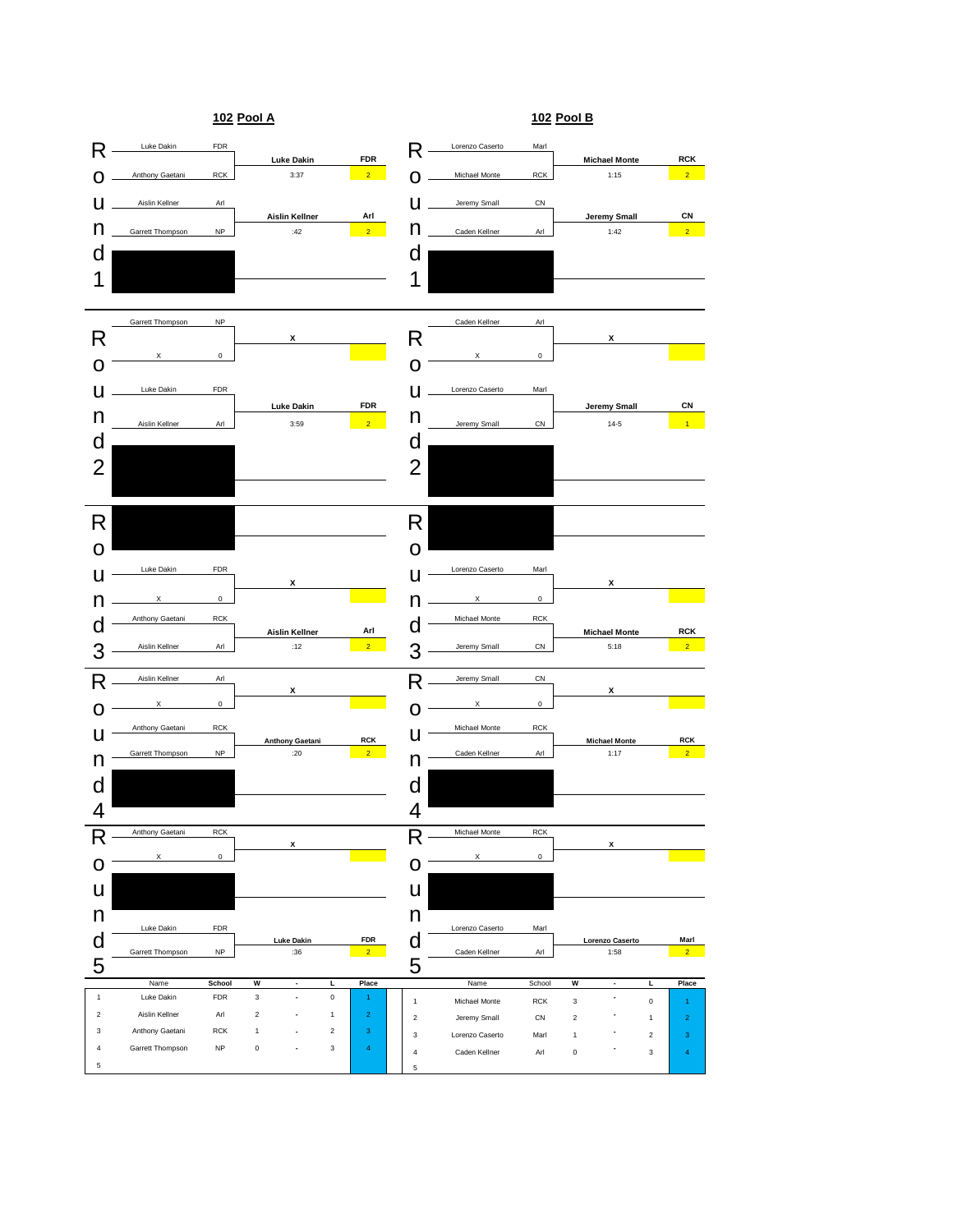## 102 Pool A

### Round 1

| Wrestler | School | Winner | School | Result | Points |
|---|---|---|---|---|---|
| Luke Dakin | FDR | Luke Dakin | FDR | 3:37 | 2 |
| Anthony Gaetani | RCK | | | | |
| Aislin Kellner | Arl | Aislin Kellner | Arl | :42 | 2 |
| Garrett Thompson | NP | | | | |

### Round 2

| Wrestler | School | Winner | School | Result | Points |
|---|---|---|---|---|---|
| Garrett Thompson | NP | X | | | |
| X | 0 | | | | |
| Luke Dakin | FDR | Luke Dakin | FDR | 3:59 | 2 |
| Aislin Kellner | Arl | | | | |

### Round 3

| Wrestler | School | Winner | School | Result | Points |
|---|---|---|---|---|---|
| Luke Dakin | FDR | X | | | |
| X | 0 | | | | |
| Anthony Gaetani | RCK | Aislin Kellner | Arl | :12 | 2 |
| Aislin Kellner | Arl | | | | |

### Round 4

| Wrestler | School | Winner | School | Result | Points |
|---|---|---|---|---|---|
| Aislin Kellner | Arl | X | | | |
| X | 0 | | | | |
| Anthony Gaetani | RCK | Anthony Gaetani | RCK | :20 | 2 |
| Garrett Thompson | NP | | | | |

### Round 5

| Wrestler | School | Winner | School | Result | Points |
|---|---|---|---|---|---|
| Anthony Gaetani | RCK | X | | | |
| X | 0 | | | | |
| Luke Dakin | FDR | Luke Dakin | FDR | :36 | 2 |
| Garrett Thompson | NP | | | | |

| | Name | School | W | - | L | Place |
|---|---|---|---|---|---|---|
| 1 | Luke Dakin | FDR | 3 | - | 0 | 1 |
| 2 | Aislin Kellner | Arl | 2 | - | 1 | 2 |
| 3 | Anthony Gaetani | RCK | 1 | - | 2 | 3 |
| 4 | Garrett Thompson | NP | 0 | - | 3 | 4 |
| 5 | | | | | | |

## 102 Pool B

### Round 1

| Wrestler | School | Winner | School | Result | Points |
|---|---|---|---|---|---|
| Lorenzo Caserto | Marl | Michael Monte | RCK | 1:15 | 2 |
| Michael Monte | RCK | | | | |
| Jeremy Small | CN | Jeremy Small | CN | 1:42 | 2 |
| Caden Kellner | Arl | | | | |

### Round 2

| Wrestler | School | Winner | School | Result | Points |
|---|---|---|---|---|---|
| Caden Kellner | Arl | X | | | |
| X | 0 | | | | |
| Lorenzo Caserto | Marl | Jeremy Small | CN | 14-5 | 1 |
| Jeremy Small | CN | | | | |

### Round 3

| Wrestler | School | Winner | School | Result | Points |
|---|---|---|---|---|---|
| Lorenzo Caserto | Marl | X | | | |
| X | 0 | | | | |
| Michael Monte | RCK | Michael Monte | RCK | 5:18 | 2 |
| Jeremy Small | CN | | | | |

### Round 4

| Wrestler | School | Winner | School | Result | Points |
|---|---|---|---|---|---|
| Jeremy Small | CN | X | | | |
| X | 0 | | | | |
| Michael Monte | RCK | Michael Monte | RCK | 1:17 | 2 |
| Caden Kellner | Arl | | | | |

### Round 5

| Wrestler | School | Winner | School | Result | Points |
|---|---|---|---|---|---|
| Michael Monte | RCK | X | | | |
| X | 0 | | | | |
| Lorenzo Caserto | Marl | Lorenzo Caserto | Marl | 1:58 | 2 |
| Caden Kellner | Arl | | | | |

| | Name | School | W | - | L | Place |
|---|---|---|---|---|---|---|
| 1 | Michael Monte | RCK | 3 | - | 0 | 1 |
| 2 | Jeremy Small | CN | 2 | - | 1 | 2 |
| 3 | Lorenzo Caserto | Marl | 1 | - | 2 | 3 |
| 4 | Caden Kellner | Arl | 0 | - | 3 | 4 |
| 5 | | | | | | |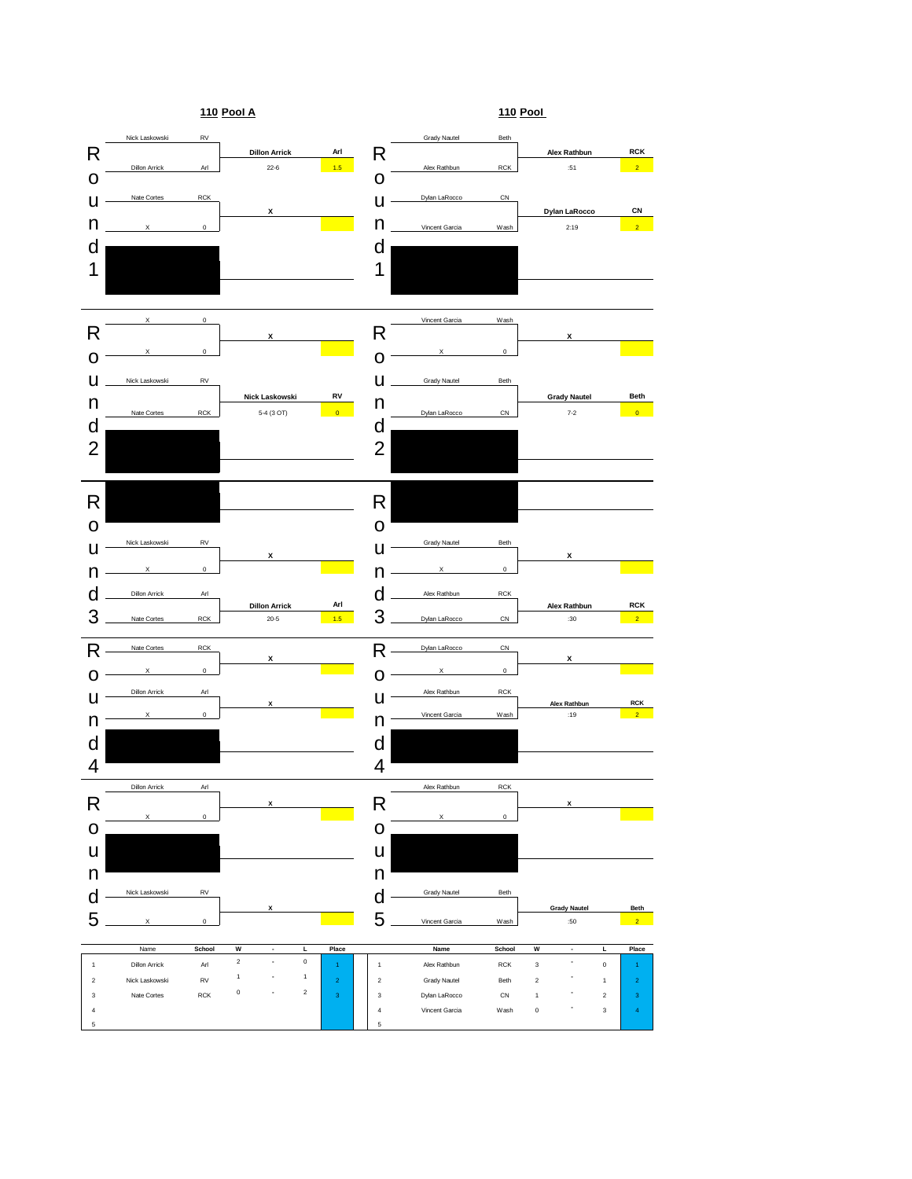## 110 Pool A

### Round 1

| Wrestler | School | Winner | School | Result | Points |
|---|---|---|---|---|---|
| Nick Laskowski | RV | Dillon Arrick | Arl | 22-6 | 1.5 |
| Dillon Arrick | Arl | | | | |
| Nate Cortes | RCK | X | | | |
| X | 0 | | | | |

### Round 2

| Wrestler | School | Winner | School | Result | Points |
|---|---|---|---|---|---|
| X | 0 | X | | | |
| X | 0 | | | | |
| Nick Laskowski | RV | Nick Laskowski | RV | 5-4 (3 OT) | 0 |
| Nate Cortes | RCK | | | | |

### Round 3

| Wrestler | School | Winner | School | Result | Points |
|---|---|---|---|---|---|
| Nick Laskowski | RV | X | | | |
| X | 0 | | | | |
| Dillon Arrick | Arl | Dillon Arrick | Arl | 20-5 | 1.5 |
| Nate Cortes | RCK | | | | |

### Round 4

| Wrestler | School | Winner | School | Result | Points |
|---|---|---|---|---|---|
| Nate Cortes | RCK | X | | | |
| X | 0 | | | | |
| Dillon Arrick | Arl | X | | | |
| X | 0 | | | | |

### Round 5

| Wrestler | School | Winner | School | Result | Points |
|---|---|---|---|---|---|
| Dillon Arrick | Arl | X | | | |
| X | 0 | | | | |
| Nick Laskowski | RV | X | | | |
| X | 0 | | | | |

| | Name | School | W | - | L | Place |
|---|---|---|---|---|---|---|
| 1 | Dillon Arrick | Arl | 2 | - | 0 | 1 |
| 2 | Nick Laskowski | RV | 1 | - | 1 | 2 |
| 3 | Nate Cortes | RCK | 0 | - | 2 | 3 |
| 4 | | | | | | |
| 5 | | | | | | |

## 110 Pool

### Round 1

| Wrestler | School | Winner | School | Result | Points |
|---|---|---|---|---|---|
| Grady Nautel | Beth | Alex Rathbun | RCK | :51 | 2 |
| Alex Rathbun | RCK | | | | |
| Dylan LaRocco | CN | Dylan LaRocco | CN | 2:19 | 2 |
| Vincent Garcia | Wash | | | | |

### Round 2

| Wrestler | School | Winner | School | Result | Points |
|---|---|---|---|---|---|
| Vincent Garcia | Wash | X | | | |
| X | 0 | | | | |
| Grady Nautel | Beth | Grady Nautel | Beth | 7-2 | 0 |
| Dylan LaRocco | CN | | | | |

### Round 3

| Wrestler | School | Winner | School | Result | Points |
|---|---|---|---|---|---|
| Grady Nautel | Beth | X | | | |
| X | 0 | | | | |
| Alex Rathbun | RCK | Alex Rathbun | RCK | :30 | 2 |
| Dylan LaRocco | CN | | | | |

### Round 4

| Wrestler | School | Winner | School | Result | Points |
|---|---|---|---|---|---|
| Dylan LaRocco | CN | X | | | |
| X | 0 | | | | |
| Alex Rathbun | RCK | Alex Rathbun | RCK | :19 | 2 |
| Vincent Garcia | Wash | | | | |

### Round 5

| Wrestler | School | Winner | School | Result | Points |
|---|---|---|---|---|---|
| Alex Rathbun | RCK | X | | | |
| X | 0 | | | | |
| Grady Nautel | Beth | Grady Nautel | Beth | :50 | 2 |
| Vincent Garcia | Wash | | | | |

| | Name | School | W | - | L | Place |
|---|---|---|---|---|---|---|
| 1 | Alex Rathbun | RCK | 3 | - | 0 | 1 |
| 2 | Grady Nautel | Beth | 2 | - | 1 | 2 |
| 3 | Dylan LaRocco | CN | 1 | - | 2 | 3 |
| 4 | Vincent Garcia | Wash | 0 | - | 3 | 4 |
| 5 | | | | | | |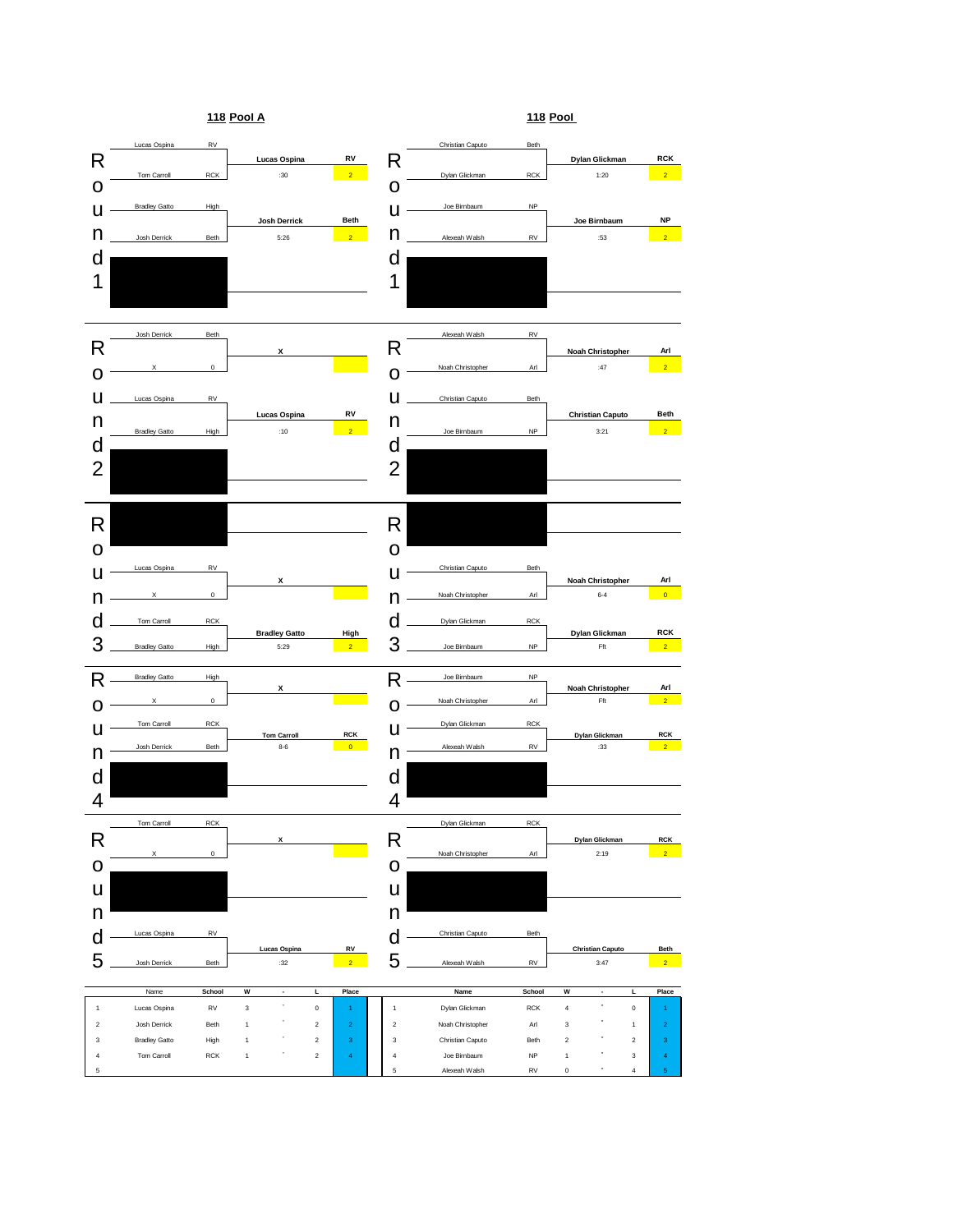## 118 Pool A

**Round 1**

| Wrestler | School | Winner | School | Result | Points |
|---|---|---|---|---|---|
| Lucas Ospina | RV | Lucas Ospina | RV | :30 | 2 |
| Tom Carroll | RCK | | | | |
| Bradley Gatto | High | Josh Derrick | Beth | 5:26 | 2 |
| Josh Derrick | Beth | | | | |

**Round 2**

| Wrestler | School | Winner | School | Result | Points |
|---|---|---|---|---|---|
| Josh Derrick | Beth | X | | | |
| X | 0 | | | | |
| Lucas Ospina | RV | Lucas Ospina | RV | :10 | 2 |
| Bradley Gatto | High | | | | |

**Round 3**

| Wrestler | School | Winner | School | Result | Points |
|---|---|---|---|---|---|
| Lucas Ospina | RV | X | | | |
| X | 0 | | | | |
| Tom Carroll | RCK | Bradley Gatto | High | 5:29 | 2 |
| Bradley Gatto | High | | | | |

**Round 4**

| Wrestler | School | Winner | School | Result | Points |
|---|---|---|---|---|---|
| Bradley Gatto | High | X | | | |
| X | 0 | | | | |
| Tom Carroll | RCK | Tom Carroll | RCK | 8-6 | 0 |
| Josh Derrick | Beth | | | | |

**Round 5**

| Wrestler | School | Winner | School | Result | Points |
|---|---|---|---|---|---|
| Tom Carroll | RCK | X | | | |
| X | 0 | | | | |
| Lucas Ospina | RV | Lucas Ospina | RV | :32 | 2 |
| Josh Derrick | Beth | | | | |

| | Name | School | W | - | L | Place |
|---|---|---|---|---|---|---|
| 1 | Lucas Ospina | RV | 3 | - | 0 | 1 |
| 2 | Josh Derrick | Beth | 1 | - | 2 | 2 |
| 3 | Bradley Gatto | High | 1 | - | 2 | 3 |
| 4 | Tom Carroll | RCK | 1 | - | 2 | 4 |
| 5 | | | | | | |

## 118 Pool

**Round 1**

| Wrestler | School | Winner | School | Result | Points |
|---|---|---|---|---|---|
| Christian Caputo | Beth | Dylan Glickman | RCK | 1:20 | 2 |
| Dylan Glickman | RCK | | | | |
| Joe Birnbaum | NP | Joe Birnbaum | NP | :53 | 2 |
| Alexeah Walsh | RV | | | | |

**Round 2**

| Wrestler | School | Winner | School | Result | Points |
|---|---|---|---|---|---|
| Alexeah Walsh | RV | Noah Christopher | Arl | :47 | 2 |
| Noah Christopher | Arl | | | | |
| Christian Caputo | Beth | Christian Caputo | Beth | 3:21 | 2 |
| Joe Birnbaum | NP | | | | |

**Round 3**

| Wrestler | School | Winner | School | Result | Points |
|---|---|---|---|---|---|
| Christian Caputo | Beth | Noah Christopher | Arl | 6-4 | 0 |
| Noah Christopher | Arl | | | | |
| Dylan Glickman | RCK | Dylan Glickman | RCK | Fft | 2 |
| Joe Birnbaum | NP | | | | |

**Round 4**

| Wrestler | School | Winner | School | Result | Points |
|---|---|---|---|---|---|
| Joe Birnbaum | NP | Noah Christopher | Arl | Fft | 2 |
| Noah Christopher | Arl | | | | |
| Dylan Glickman | RCK | Dylan Glickman | RCK | :33 | 2 |
| Alexeah Walsh | RV | | | | |

**Round 5**

| Wrestler | School | Winner | School | Result | Points |
|---|---|---|---|---|---|
| Dylan Glickman | RCK | Dylan Glickman | RCK | 2:19 | 2 |
| Noah Christopher | Arl | | | | |
| Christian Caputo | Beth | Christian Caputo | Beth | 3:47 | 2 |
| Alexeah Walsh | RV | | | | |

| | Name | School | W | - | L | Place |
|---|---|---|---|---|---|---|
| 1 | Dylan Glickman | RCK | 4 | - | 0 | 1 |
| 2 | Noah Christopher | Arl | 3 | - | 1 | 2 |
| 3 | Christian Caputo | Beth | 2 | - | 2 | 3 |
| 4 | Joe Birnbaum | NP | 1 | - | 3 | 4 |
| 5 | Alexeah Walsh | RV | 0 | - | 4 | 5 |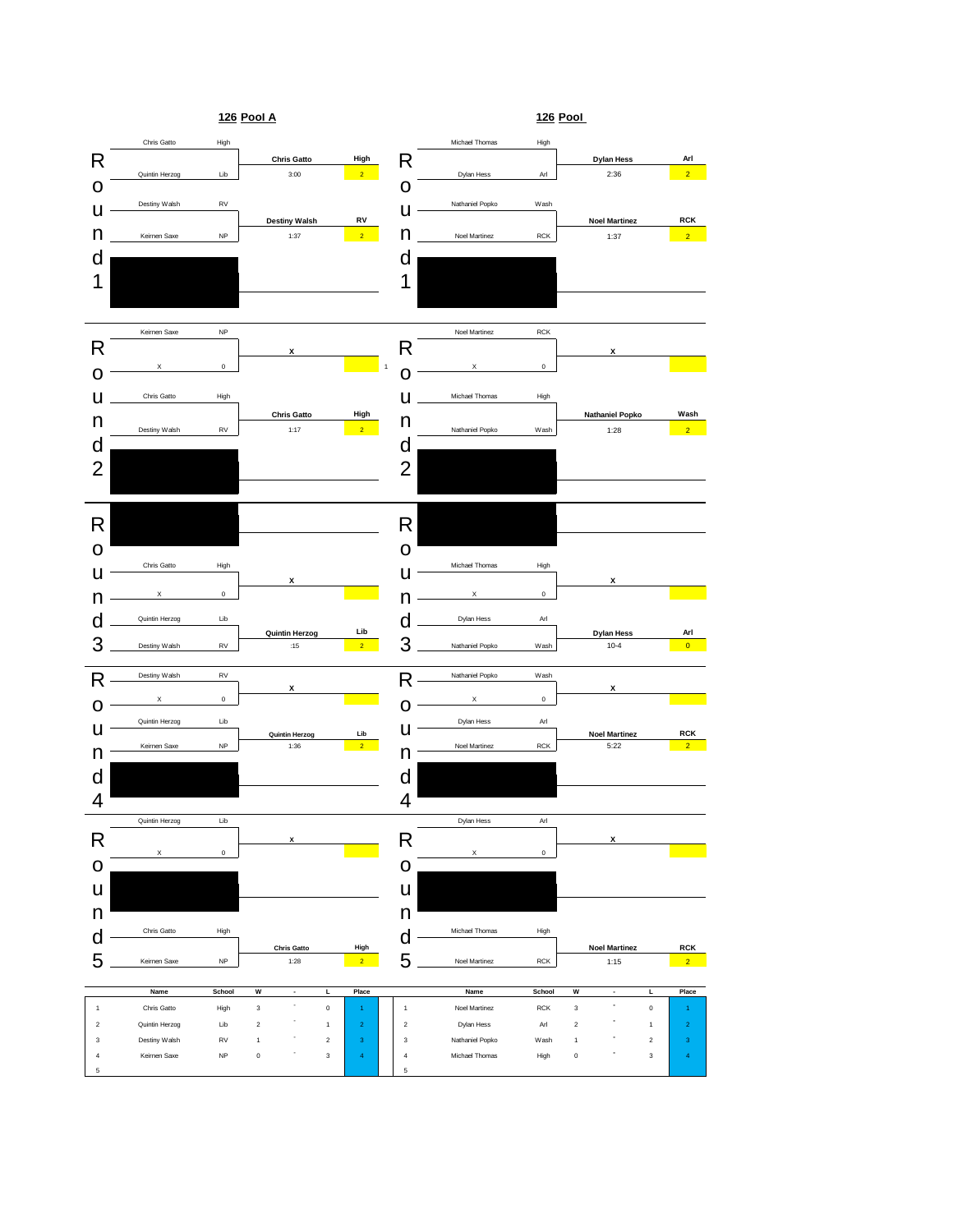## 126 Pool A

### Round 1

| Wrestler | School | Winner | School | Time | Points |
|---|---|---|---|---|---|
| Chris Gatto | High | Chris Gatto | High | 3:00 | 2 |
| Quintin Herzog | Lib | | | | |
| Destiny Walsh | RV | Destiny Walsh | RV | 1:37 | 2 |
| Keirnen Saxe | NP | | | | |

### Round 2

| Wrestler | School | Winner | School | Time | Points |
|---|---|---|---|---|---|
| Keirnen Saxe | NP | x | | | |
| X | 0 | | | | |
| Chris Gatto | High | Chris Gatto | High | 1:17 | 2 |
| Destiny Walsh | RV | | | | |

### Round 3

| Wrestler | School | Winner | School | Time | Points |
|---|---|---|---|---|---|
| Chris Gatto | High | x | | | |
| X | 0 | | | | |
| Quintin Herzog | Lib | Quintin Herzog | Lib | :15 | 2 |
| Destiny Walsh | RV | | | | |

### Round 4

| Wrestler | School | Winner | School | Time | Points |
|---|---|---|---|---|---|
| Destiny Walsh | RV | x | | | |
| X | 0 | | | | |
| Quintin Herzog | Lib | Quintin Herzog | Lib | 1:36 | 2 |
| Keirnen Saxe | NP | | | | |

### Round 5

| Wrestler | School | Winner | School | Time | Points |
|---|---|---|---|---|---|
| Quintin Herzog | Lib | x | | | |
| X | 0 | | | | |
| Chris Gatto | High | Chris Gatto | High | 1:28 | 2 |
| Keirnen Saxe | NP | | | | |

### Standings

| | Name | School | W | - | L | Place |
|---|---|---|---|---|---|---|
| 1 | Chris Gatto | High | 3 | - | 0 | 1 |
| 2 | Quintin Herzog | Lib | 2 | - | 1 | 2 |
| 3 | Destiny Walsh | RV | 1 | - | 2 | 3 |
| 4 | Keirnen Saxe | NP | 0 | - | 3 | 4 |
| 5 | | | | | | |

## 126 Pool

### Round 1

| Wrestler | School | Winner | School | Time | Points |
|---|---|---|---|---|---|
| Michael Thomas | High | Dylan Hess | Arl | 2:36 | 2 |
| Dylan Hess | Arl | | | | |
| Nathaniel Popko | Wash | Noel Martinez | RCK | 1:37 | 2 |
| Noel Martinez | RCK | | | | |

### Round 2

| Wrestler | School | Winner | School | Time | Points |
|---|---|---|---|---|---|
| Noel Martinez | RCK | x | | | |
| X | 0 | | | | |
| Michael Thomas | High | Nathaniel Popko | Wash | 1:28 | 2 |
| Nathaniel Popko | Wash | | | | |

### Round 3

| Wrestler | School | Winner | School | Time | Points |
|---|---|---|---|---|---|
| Michael Thomas | High | x | | | |
| X | 0 | | | | |
| Dylan Hess | Arl | Dylan Hess | Arl | 10-4 | 0 |
| Nathaniel Popko | Wash | | | | |

### Round 4

| Wrestler | School | Winner | School | Time | Points |
|---|---|---|---|---|---|
| Nathaniel Popko | Wash | x | | | |
| X | 0 | | | | |
| Dylan Hess | Arl | Noel Martinez | RCK | 5:22 | 2 |
| Noel Martinez | RCK | | | | |

### Round 5

| Wrestler | School | Winner | School | Time | Points |
|---|---|---|---|---|---|
| Dylan Hess | Arl | x | | | |
| X | 0 | | | | |
| Michael Thomas | High | Noel Martinez | RCK | 1:15 | 2 |
| Noel Martinez | RCK | | | | |

### Standings

| | Name | School | W | - | L | Place |
|---|---|---|---|---|---|---|
| 1 | Noel Martinez | RCK | 3 | - | 0 | 1 |
| 2 | Dylan Hess | Arl | 2 | - | 1 | 2 |
| 3 | Nathaniel Popko | Wash | 1 | - | 2 | 3 |
| 4 | Michael Thomas | High | 0 | - | 3 | 4 |
| 5 | | | | | | |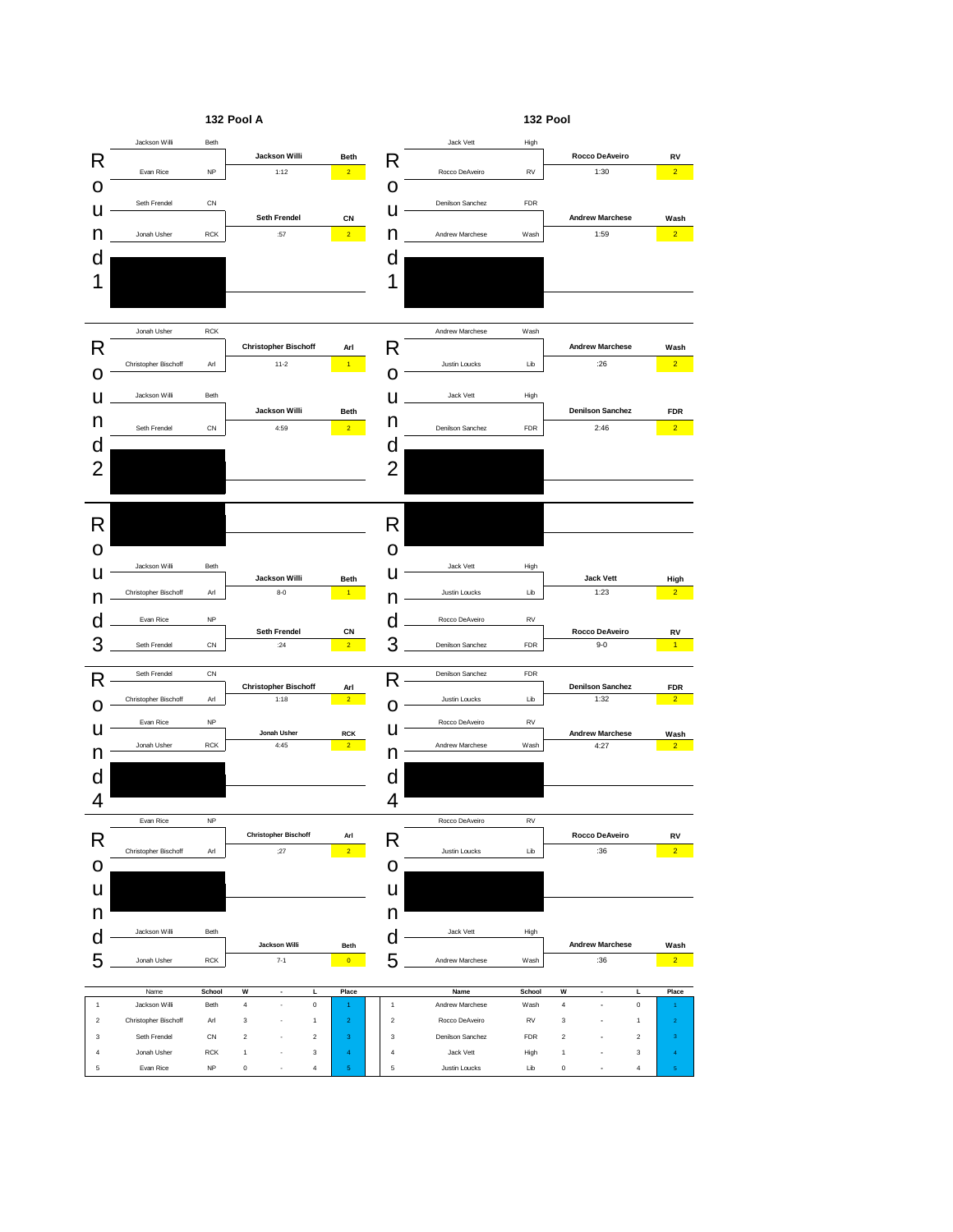## 132 Pool A

### Round 1

| Wrestler | School | Winner | School | Score | Points |
|---|---|---|---|---|---|
| Jackson Willi | Beth | Jackson Willi | Beth | 1:12 | 2 |
| Evan Rice | NP | | | | |
| Seth Frendel | CN | Seth Frendel | CN | :57 | 2 |
| Jonah Usher | RCK | | | | |

### Round 2

| Wrestler | School | Winner | School | Score | Points |
|---|---|---|---|---|---|
| Jonah Usher | RCK | Christopher Bischoff | Arl | 11-2 | 1 |
| Christopher Bischoff | Arl | | | | |
| Jackson Willi | Beth | Jackson Willi | Beth | 4:59 | 2 |
| Seth Frendel | CN | | | | |

### Round 3

| Wrestler | School | Winner | School | Score | Points |
|---|---|---|---|---|---|
| Jackson Willi | Beth | Jackson Willi | Beth | 8-0 | 1 |
| Christopher Bischoff | Arl | | | | |
| Evan Rice | NP | Seth Frendel | CN | :24 | 2 |
| Seth Frendel | CN | | | | |

### Round 4

| Wrestler | School | Winner | School | Score | Points |
|---|---|---|---|---|---|
| Seth Frendel | CN | Christopher Bischoff | Arl | 1:18 | 2 |
| Christopher Bischoff | Arl | | | | |
| Evan Rice | NP | Jonah Usher | RCK | 4:45 | 2 |
| Jonah Usher | RCK | | | | |

### Round 5

| Wrestler | School | Winner | School | Score | Points |
|---|---|---|---|---|---|
| Evan Rice | NP | Christopher Bischoff | Arl | :27 | 2 |
| Christopher Bischoff | Arl | | | | |
| Jackson Willi | Beth | Jackson Willi | Beth | 7-1 | 0 |
| Jonah Usher | RCK | | | | |

| | Name | School | W | - | L | Place |
|---|---|---|---|---|---|---|
| 1 | Jackson Willi | Beth | 4 | - | 0 | 1 |
| 2 | Christopher Bischoff | Arl | 3 | - | 1 | 2 |
| 3 | Seth Frendel | CN | 2 | - | 2 | 3 |
| 4 | Jonah Usher | RCK | 1 | - | 3 | 4 |
| 5 | Evan Rice | NP | 0 | - | 4 | 5 |

## 132 Pool

### Round 1

| Wrestler | School | Winner | School | Score | Points |
|---|---|---|---|---|---|
| Jack Vett | High | Rocco DeAveiro | RV | 1:30 | 2 |
| Rocco DeAveiro | RV | | | | |
| Denilson Sanchez | FDR | Andrew Marchese | Wash | 1:59 | 2 |
| Andrew Marchese | Wash | | | | |

### Round 2

| Wrestler | School | Winner | School | Score | Points |
|---|---|---|---|---|---|
| Andrew Marchese | Wash | Andrew Marchese | Wash | :26 | 2 |
| Justin Loucks | Lib | | | | |
| Jack Vett | High | Denilson Sanchez | FDR | 2:46 | 2 |
| Denilson Sanchez | FDR | | | | |

### Round 3

| Wrestler | School | Winner | School | Score | Points |
|---|---|---|---|---|---|
| Jack Vett | High | Jack Vett | High | 1:23 | 2 |
| Justin Loucks | Lib | | | | |
| Rocco DeAveiro | RV | Rocco DeAveiro | RV | 9-0 | 1 |
| Denilson Sanchez | FDR | | | | |

### Round 4

| Wrestler | School | Winner | School | Score | Points |
|---|---|---|---|---|---|
| Denilson Sanchez | FDR | Denilson Sanchez | FDR | 1:32 | 2 |
| Justin Loucks | Lib | | | | |
| Rocco DeAveiro | RV | Andrew Marchese | Wash | 4:27 | 2 |
| Andrew Marchese | Wash | | | | |

### Round 5

| Wrestler | School | Winner | School | Score | Points |
|---|---|---|---|---|---|
| Rocco DeAveiro | RV | Rocco DeAveiro | RV | :36 | 2 |
| Justin Loucks | Lib | | | | |
| Jack Vett | High | Andrew Marchese | Wash | :36 | 2 |
| Andrew Marchese | Wash | | | | |

| | Name | School | W | - | L | Place |
|---|---|---|---|---|---|---|
| 1 | Andrew Marchese | Wash | 4 | - | 0 | 1 |
| 2 | Rocco DeAveiro | RV | 3 | - | 1 | 2 |
| 3 | Denilson Sanchez | FDR | 2 | - | 2 | 3 |
| 4 | Jack Vett | High | 1 | - | 3 | 4 |
| 5 | Justin Loucks | Lib | 0 | - | 4 | 5 |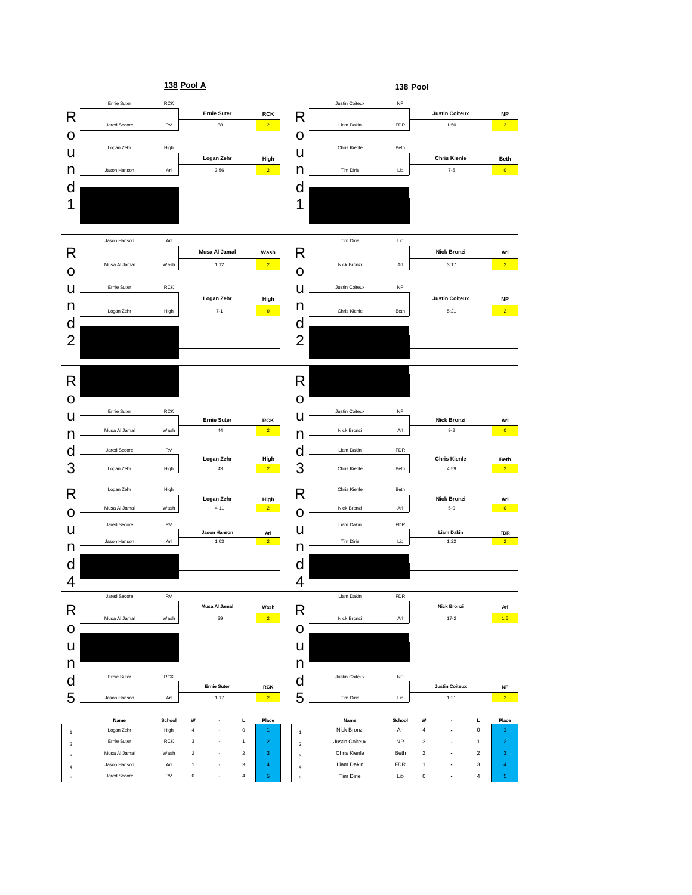## 138 Pool A

### Round 1

| Wrestler | School | Winner | School | Points |
|---|---|---|---|---|
| Ernie Suter | RCK | Ernie Suter | RCK | 2 |
| Jared Secore | RV | :38 | | |
| Logan Zehr | High | Logan Zehr | High | 2 |
| Jason Hanson | Arl | 3:56 | | |

### Round 2

| Wrestler | School | Winner | School | Points |
|---|---|---|---|---|
| Jason Hanson | Arl | Musa Al Jamal | Wash | 2 |
| Musa Al Jamal | Wash | 1:12 | | |
| Ernie Suter | RCK | Logan Zehr | High | 0 |
| Logan Zehr | High | 7-1 | | |

### Round 3

| Wrestler | School | Winner | School | Points |
|---|---|---|---|---|
| Ernie Suter | RCK | Ernie Suter | RCK | 2 |
| Musa Al Jamal | Wash | :44 | | |
| Jared Secore | RV | Logan Zehr | High | 2 |
| Logan Zehr | High | :43 | | |

### Round 4

| Wrestler | School | Winner | School | Points |
|---|---|---|---|---|
| Logan Zehr | High | Logan Zehr | High | 2 |
| Musa Al Jamal | Wash | 4:11 | | |
| Jared Secore | RV | Jason Hanson | Arl | 2 |
| Jason Hanson | Arl | 1:03 | | |

### Round 5

| Wrestler | School | Winner | School | Points |
|---|---|---|---|---|
| Jared Secore | RV | Musa Al Jamal | Wash | 2 |
| Musa Al Jamal | Wash | :39 | | |
| Ernie Suter | RCK | Ernie Suter | RCK | 2 |
| Jason Hanson | Arl | 1:17 | | |

| | Name | School | W | - | L | Place |
|---|---|---|---|---|---|---|
| 1 | Logan Zehr | High | 4 | - | 0 | 1 |
| 2 | Ernie Suter | RCK | 3 | - | 1 | 2 |
| 3 | Musa Al Jamal | Wash | 2 | - | 2 | 3 |
| 4 | Jason Hanson | Arl | 1 | - | 3 | 4 |
| 5 | Jared Secore | RV | 0 | - | 4 | 5 |

## 138 Pool

### Round 1

| Wrestler | School | Winner | School | Points |
|---|---|---|---|---|
| Justin Coiteux | NP | Justin Coiteux | NP | 2 |
| Liam Dakin | FDR | 1:50 | | |
| Chris Kienle | Beth | Chris Kienle | Beth | 0 |
| Tim Dirie | Lib | 7-6 | | |

### Round 2

| Wrestler | School | Winner | School | Points |
|---|---|---|---|---|
| Tim Dirie | Lib | Nick Bronzi | Arl | 2 |
| Nick Bronzi | Arl | 3:17 | | |
| Justin Coiteux | NP | Justin Coiteux | NP | 2 |
| Chris Kienle | Beth | 5:21 | | |

### Round 3

| Wrestler | School | Winner | School | Points |
|---|---|---|---|---|
| Justin Coiteux | NP | Nick Bronzi | Arl | 0 |
| Nick Bronzi | Arl | 9-2 | | |
| Liam Dakin | FDR | Chris Kienle | Beth | 2 |
| Chris Kienle | Beth | 4:59 | | |

### Round 4

| Wrestler | School | Winner | School | Points |
|---|---|---|---|---|
| Chris Kienle | Beth | Nick Bronzi | Arl | 0 |
| Nick Bronzi | Arl | 5-0 | | |
| Liam Dakin | FDR | Liam Dakin | FDR | 2 |
| Tim Dirie | Lib | 1:22 | | |

### Round 5

| Wrestler | School | Winner | School | Points |
|---|---|---|---|---|
| Liam Dakin | FDR | Nick Bronzi | Arl | 1.5 |
| Nick Bronzi | Arl | 17-2 | | |
| Justin Coiteux | NP | Justin Coiteux | NP | 2 |
| Tim Dirie | Lib | 1:21 | | |

| | Name | School | W | - | L | Place |
|---|---|---|---|---|---|---|
| 1 | Nick Bronzi | Arl | 4 | - | 0 | 1 |
| 2 | Justin Coiteux | NP | 3 | - | 1 | 2 |
| 3 | Chris Kienle | Beth | 2 | - | 2 | 3 |
| 4 | Liam Dakin | FDR | 1 | - | 3 | 4 |
| 5 | Tim Dirie | Lib | 0 | - | 4 | 5 |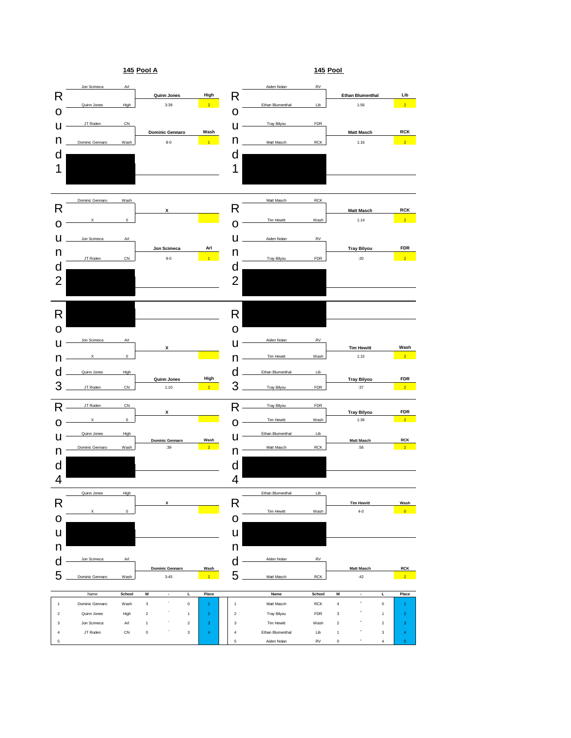## 145 Pool A

### Round 1

| Wrestler | School | Winner | School | Result | Pts |
|---|---|---|---|---|---|
| Jon Scimeca | Arl | Quinn Jones | High | 3:39 | 2 |
| Quinn Jones | High | | | | |
| JT Roden | CN | Dominic Gennaro | Wash | 8-0 | 1 |
| Dominic Gennaro | Wash | | | | |

### Round 2

| Wrestler | School | Winner | School | Result | Pts |
|---|---|---|---|---|---|
| Dominic Gennaro | Wash | X | | | |
| X | 0 | | | | |
| Jon Scimeca | Arl | Jon Scimeca | Arl | 9-0 | 1 |
| JT Roden | CN | | | | |

### Round 3

| Wrestler | School | Winner | School | Result | Pts |
|---|---|---|---|---|---|
| Jon Scimeca | Arl | X | | | |
| X | 0 | | | | |
| Quinn Jones | High | Quinn Jones | High | 1:10 | 2 |
| JT Roden | CN | | | | |

### Round 4

| Wrestler | School | Winner | School | Result | Pts |
|---|---|---|---|---|---|
| JT Roden | CN | X | | | |
| X | 0 | | | | |
| Quinn Jones | High | Dominic Gennaro | Wash | :39 | 2 |
| Dominic Gennaro | Wash | | | | |

### Round 5

| Wrestler | School | Winner | School | Result | Pts |
|---|---|---|---|---|---|
| Quinn Jones | High | X | | | |
| X | 0 | | | | |
| Jon Scimeca | Arl | Dominic Gennaro | Wash | 3:45 | 2 |
| Dominic Gennaro | Wash | | | | |

### Standings

| | Name | School | W | - | L | Place |
|---|---|---|---|---|---|---|
| 1 | Dominic Gennaro | Wash | 3 | - | 0 | 1 |
| 2 | Quinn Jones | High | 2 | - | 1 | 2 |
| 3 | Jon Scimeca | Arl | 1 | - | 2 | 3 |
| 4 | JT Roden | CN | 0 | - | 3 | 4 |
| 5 | | | | | | |

## 145 Pool

### Round 1

| Wrestler | School | Winner | School | Result | Pts |
|---|---|---|---|---|---|
| Aiden Nolan | RV | Ethan Blumenthal | Lib | 1:56 | 2 |
| Ethan Blumenthal | Lib | | | | |
| Tray Bilyou | FDR | Matt Masch | RCK | 1:16 | 2 |
| Matt Masch | RCK | | | | |

### Round 2

| Wrestler | School | Winner | School | Result | Pts |
|---|---|---|---|---|---|
| Matt Masch | RCK | Matt Masch | RCK | 1:14 | 2 |
| Tim Hewitt | Wash | | | | |
| Aiden Nolan | RV | Tray Bilyou | FDR | :20 | 2 |
| Tray Bilyou | FDR | | | | |

### Round 3

| Wrestler | School | Winner | School | Result | Pts |
|---|---|---|---|---|---|
| Aiden Nolan | RV | Tim Hewitt | Wash | 1:15 | 2 |
| Tim Hewitt | Wash | | | | |
| Ethan Blumenthal | Lib | Tray Bilyou | FDR | :37 | 2 |
| Tray Bilyou | FDR | | | | |

### Round 4

| Wrestler | School | Winner | School | Result | Pts |
|---|---|---|---|---|---|
| Tray Bilyou | FDR | Tray Bilyou | FDR | 1:36 | 2 |
| Tim Hewitt | Wash | | | | |
| Ethan Blumenthal | Lib | Matt Masch | RCK | :56 | 2 |
| Matt Masch | RCK | | | | |

### Round 5

| Wrestler | School | Winner | School | Result | Pts |
|---|---|---|---|---|---|
| Ethan Blumenthal | Lib | Tim Hewitt | Wash | 4-0 | 0 |
| Tim Hewitt | Wash | | | | |
| Aiden Nolan | RV | Matt Masch | RCK | :42 | 2 |
| Matt Masch | RCK | | | | |

### Standings

| | Name | School | W | - | L | Place |
|---|---|---|---|---|---|---|
| 1 | Matt Masch | RCK | 4 | - | 0 | 1 |
| 2 | Tray Bilyou | FDR | 3 | - | 1 | 2 |
| 3 | Tim Hewitt | Wash | 2 | - | 2 | 3 |
| 4 | Ethan Blumenthal | Lib | 1 | - | 3 | 4 |
| 5 | Aiden Nolan | RV | 0 | - | 4 | 5 |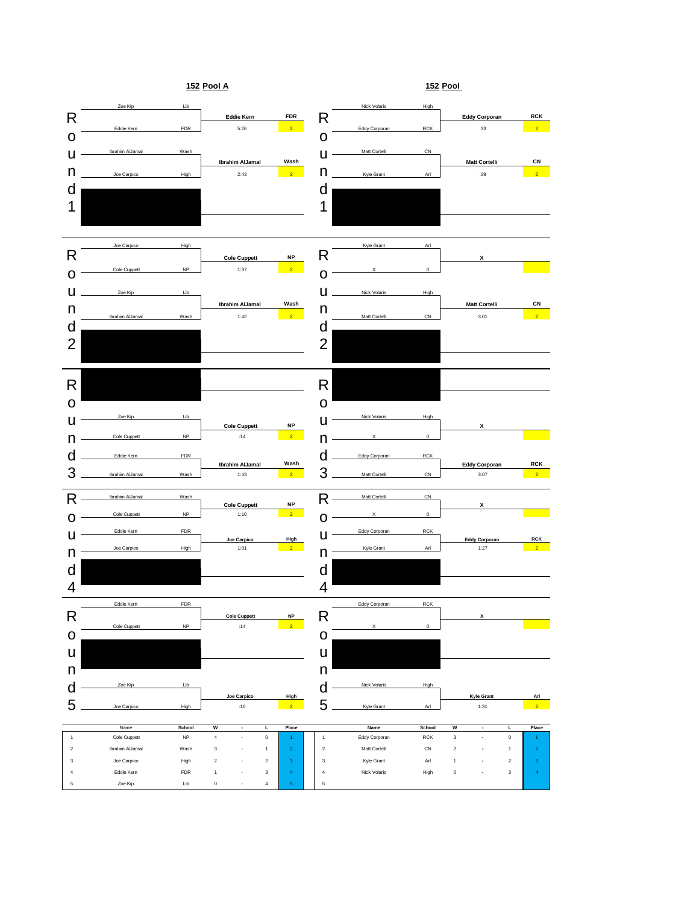## 152 Pool A

### Round 1

| Wrestler | School | Winner | School | Result | Points |
|---|---|---|---|---|---|
| Zoe Kip | Lib | Eddie Kern | FDR | 5:26 | 2 |
| Eddie Kern | FDR | | | | |
| Ibrahim AlJamal | Wash | Ibrahim AlJamal | Wash | 2:43 | 2 |
| Joe Carpico | High | | | | |

### Round 2

| Wrestler | School | Winner | School | Result | Points |
|---|---|---|---|---|---|
| Joe Carpico | High | Cole Cuppett | NP | 1:37 | 2 |
| Cole Cuppett | NP | | | | |
| Zoe Kip | Lib | Ibrahim AlJamal | Wash | 1:42 | 2 |
| Ibrahim AlJamal | Wash | | | | |

### Round 3

| Wrestler | School | Winner | School | Result | Points |
|---|---|---|---|---|---|
| Zoe Kip | Lib | Cole Cuppett | NP | :14 | 2 |
| Cole Cuppett | NP | | | | |
| Eddie Kern | FDR | Ibrahim AlJamal | Wash | 1:43 | 2 |
| Ibrahim AlJamal | Wash | | | | |

### Round 4

| Wrestler | School | Winner | School | Result | Points |
|---|---|---|---|---|---|
| Ibrahim AlJamal | Wash | Cole Cuppett | NP | 1:10 | 2 |
| Cole Cuppett | NP | | | | |
| Eddie Kern | FDR | Joe Carpico | High | 1:01 | 2 |
| Joe Carpico | High | | | | |

### Round 5

| Wrestler | School | Winner | School | Result | Points |
|---|---|---|---|---|---|
| Eddie Kern | FDR | Cole Cuppett | NP | :14 | 2 |
| Cole Cuppett | NP | | | | |
| Zoe Kip | Lib | Joe Carpico | High | :10 | 2 |
| Joe Carpico | High | | | | |

| | Name | School | W | - | L | Place |
|---|---|---|---|---|---|---|
| 1 | Cole Cuppett | NP | 4 | - | 0 | 1 |
| 2 | Ibrahim AlJamal | Wash | 3 | - | 1 | 2 |
| 3 | Joe Carpico | High | 2 | - | 2 | 3 |
| 4 | Eddie Kern | FDR | 1 | - | 3 | 4 |
| 5 | Zoe Kip | Lib | 0 | - | 4 | 5 |

## 152 Pool

### Round 1

| Wrestler | School | Winner | School | Result | Points |
|---|---|---|---|---|---|
| Nick Volaris | High | Eddy Corporan | RCK | :33 | 2 |
| Eddy Corporan | RCK | | | | |
| Matt Cortelli | CN | Matt Cortelli | CN | :39 | 2 |
| Kyle Grant | Arl | | | | |

### Round 2

| Wrestler | School | Winner | School | Result | Points |
|---|---|---|---|---|---|
| Kyle Grant | Arl | X | | | |
| X | 0 | | | | |
| Nick Volaris | High | Matt Cortelli | CN | 3:01 | 2 |
| Matt Cortelli | CN | | | | |

### Round 3

| Wrestler | School | Winner | School | Result | Points |
|---|---|---|---|---|---|
| Nick Volaris | High | X | | | |
| X | 0 | | | | |
| Eddy Corporan | RCK | Eddy Corporan | RCK | 3:07 | 2 |
| Matt Cortelli | CN | | | | |

### Round 4

| Wrestler | School | Winner | School | Result | Points |
|---|---|---|---|---|---|
| Matt Cortelli | CN | X | | | |
| X | 0 | | | | |
| Eddy Corporan | RCK | Eddy Corporan | RCK | 1:27 | 2 |
| Kyle Grant | Arl | | | | |

### Round 5

| Wrestler | School | Winner | School | Result | Points |
|---|---|---|---|---|---|
| Eddy Corporan | RCK | X | | | |
| X | 0 | | | | |
| Nick Volaris | High | Kyle Grant | Arl | 1:31 | 2 |
| Kyle Grant | Arl | | | | |

| | Name | School | W | - | L | Place |
|---|---|---|---|---|---|---|
| 1 | Eddy Corporan | RCK | 3 | - | 0 | 1 |
| 2 | Matt Cortelli | CN | 2 | - | 1 | 2 |
| 3 | Kyle Grant | Arl | 1 | - | 2 | 3 |
| 4 | Nick Volaris | High | 0 | - | 3 | 4 |
| 5 | | | | | | |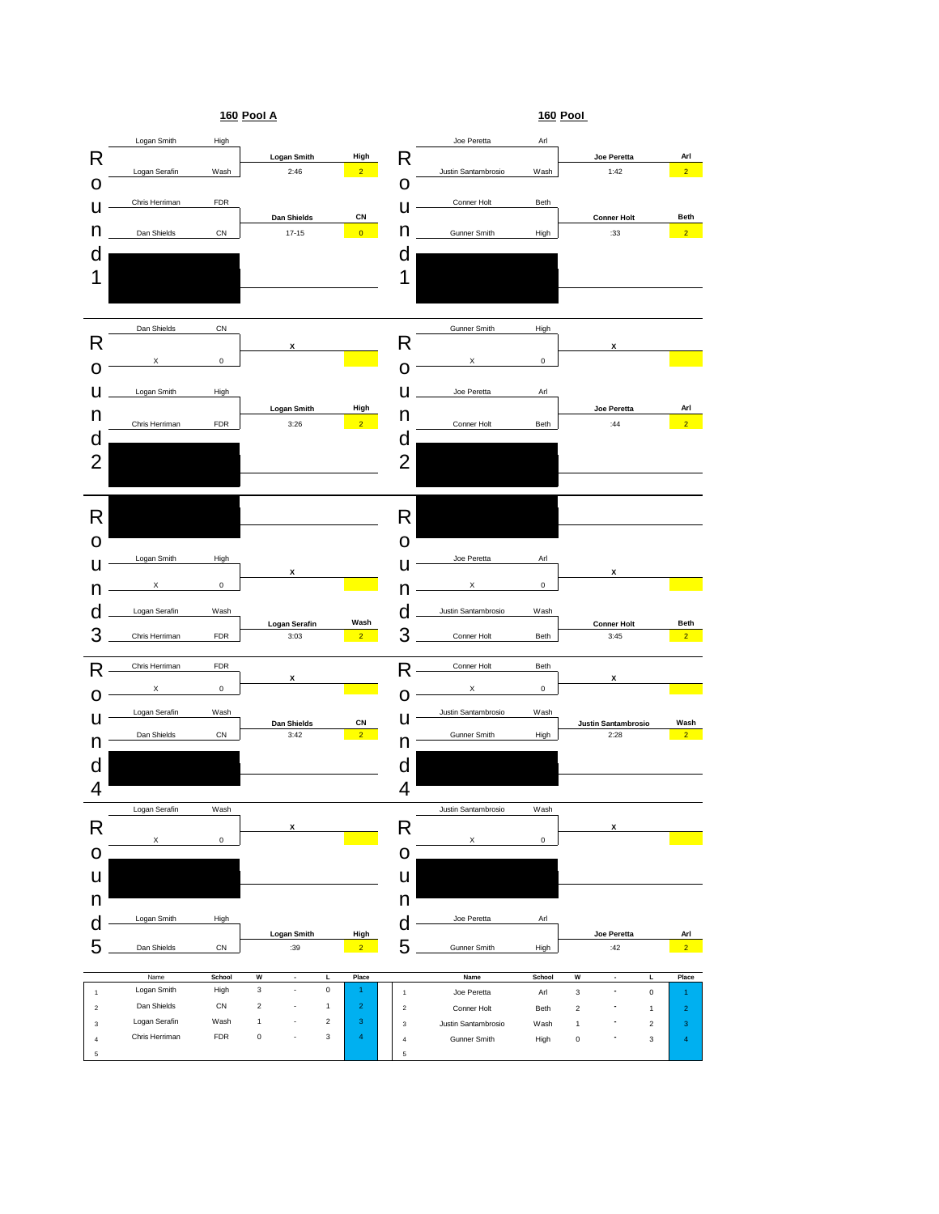## 160 Pool A

**Round 1**

| Wrestler | School | Winner | School |
|---|---|---|---|
| Logan Smith | High | **Logan Smith** | **High** |
| Logan Serafin | Wash | 2:46 | 2 |
| Chris Herriman | FDR | **Dan Shields** | **CN** |
| Dan Shields | CN | 17-15 | 0 |

**Round 2**

| Wrestler | School | Winner | School |
|---|---|---|---|
| Dan Shields | CN | **x** | |
| X | 0 | | |
| Logan Smith | High | **Logan Smith** | **High** |
| Chris Herriman | FDR | 3:26 | 2 |

**Round 3**

| Wrestler | School | Winner | School |
|---|---|---|---|
| Logan Smith | High | **x** | |
| X | 0 | | |
| Logan Serafin | Wash | **Logan Serafin** | **Wash** |
| Chris Herriman | FDR | 3:03 | 2 |

**Round 4**

| Wrestler | School | Winner | School |
|---|---|---|---|
| Chris Herriman | FDR | **x** | |
| X | 0 | | |
| Logan Serafin | Wash | **Dan Shields** | **CN** |
| Dan Shields | CN | 3:42 | 2 |

**Round 5**

| Wrestler | School | Winner | School |
|---|---|---|---|
| Logan Serafin | Wash | **x** | |
| X | 0 | | |
| Logan Smith | High | **Logan Smith** | **High** |
| Dan Shields | CN | :39 | 2 |

| | Name | School | W | - | L | Place |
|---|---|---|---|---|---|---|
| 1 | Logan Smith | High | 3 | - | 0 | 1 |
| 2 | Dan Shields | CN | 2 | - | 1 | 2 |
| 3 | Logan Serafin | Wash | 1 | - | 2 | 3 |
| 4 | Chris Herriman | FDR | 0 | - | 3 | 4 |
| 5 | | | | | | |

## 160 Pool

**Round 1**

| Wrestler | School | Winner | School |
|---|---|---|---|
| Joe Peretta | Arl | **Joe Peretta** | **Arl** |
| Justin Santambrosio | Wash | 1:42 | 2 |
| Conner Holt | Beth | **Conner Holt** | **Beth** |
| Gunner Smith | High | :33 | 2 |

**Round 2**

| Wrestler | School | Winner | School |
|---|---|---|---|
| Gunner Smith | High | **x** | |
| X | 0 | | |
| Joe Peretta | Arl | **Joe Peretta** | **Arl** |
| Conner Holt | Beth | :44 | 2 |

**Round 3**

| Wrestler | School | Winner | School |
|---|---|---|---|
| Joe Peretta | Arl | **x** | |
| X | 0 | | |
| Justin Santambrosio | Wash | **Conner Holt** | **Beth** |
| Conner Holt | Beth | 3:45 | 2 |

**Round 4**

| Wrestler | School | Winner | School |
|---|---|---|---|
| Conner Holt | Beth | **x** | |
| X | 0 | | |
| Justin Santambrosio | Wash | **Justin Santambrosio** | **Wash** |
| Gunner Smith | High | 2:28 | 2 |

**Round 5**

| Wrestler | School | Winner | School |
|---|---|---|---|
| Justin Santambrosio | Wash | **x** | |
| X | 0 | | |
| Joe Peretta | Arl | **Joe Peretta** | **Arl** |
| Gunner Smith | High | :42 | 2 |

| | Name | School | W | - | L | Place |
|---|---|---|---|---|---|---|
| 1 | Joe Peretta | Arl | 3 | - | 0 | 1 |
| 2 | Conner Holt | Beth | 2 | - | 1 | 2 |
| 3 | Justin Santambrosio | Wash | 1 | - | 2 | 3 |
| 4 | Gunner Smith | High | 0 | - | 3 | 4 |
| 5 | | | | | | |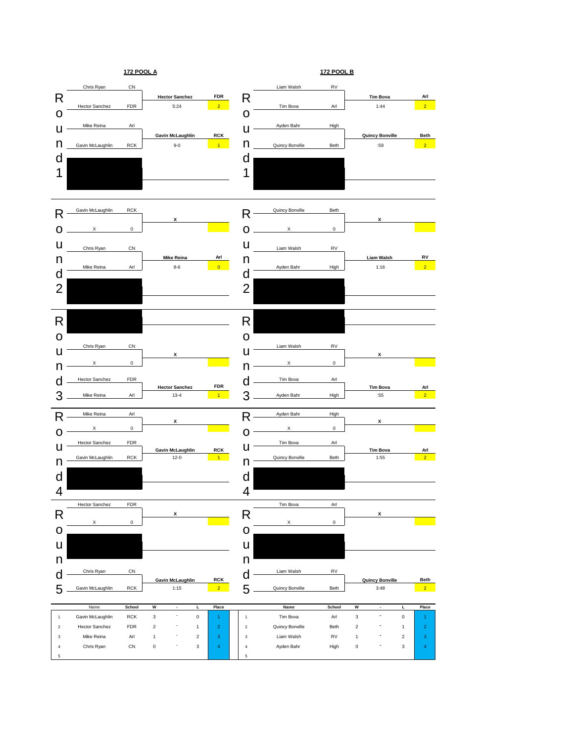## 172 POOL A

### Round 1

| Wrestler 1 | School | Wrestler 2 | School | Winner | School | Result | Points |
|---|---|---|---|---|---|---|---|
| Chris Ryan | CN | Hector Sanchez | FDR | Hector Sanchez | FDR | 5:24 | 2 |
| Mike Reina | Arl | Gavin McLaughlin | RCK | Gavin McLaughlin | RCK | 9-0 | 1 |

### Round 2

| Wrestler 1 | School | Wrestler 2 | School | Winner | School | Result | Points |
|---|---|---|---|---|---|---|---|
| Gavin McLaughlin | RCK | X | 0 | X | | | |
| Chris Ryan | CN | Mike Reina | Arl | Mike Reina | Arl | 8-6 | 0 |

### Round 3

| Wrestler 1 | School | Wrestler 2 | School | Winner | School | Result | Points |
|---|---|---|---|---|---|---|---|
| Chris Ryan | CN | X | 0 | X | | | |
| Hector Sanchez | FDR | Mike Reina | Arl | Hector Sanchez | FDR | 13-4 | 1 |

### Round 4

| Wrestler 1 | School | Wrestler 2 | School | Winner | School | Result | Points |
|---|---|---|---|---|---|---|---|
| Mike Reina | Arl | X | 0 | X | | | |
| Hector Sanchez | FDR | Gavin McLaughlin | RCK | Gavin McLaughlin | RCK | 12-0 | 1 |

### Round 5

| Wrestler 1 | School | Wrestler 2 | School | Winner | School | Result | Points |
|---|---|---|---|---|---|---|---|
| Hector Sanchez | FDR | X | 0 | X | | | |
| Chris Ryan | CN | Gavin McLaughlin | RCK | Gavin McLaughlin | RCK | 1:15 | 2 |

### Standings

| | Name | School | W | - | L | Place |
|---|---|---|---|---|---|---|
| 1 | Gavin McLaughlin | RCK | 3 | - | 0 | 1 |
| 2 | Hector Sanchez | FDR | 2 | - | 1 | 2 |
| 3 | Mike Reina | Arl | 1 | - | 2 | 3 |
| 4 | Chris Ryan | CN | 0 | - | 3 | 4 |
| 5 | | | | | | |

## 172 POOL B

### Round 1

| Wrestler 1 | School | Wrestler 2 | School | Winner | School | Result | Points |
|---|---|---|---|---|---|---|---|
| Liam Walsh | RV | Tim Bova | Arl | Tim Bova | Arl | 1:44 | 2 |
| Ayden Bahr | High | Quincy Bonville | Beth | Quincy Bonville | Beth | :59 | 2 |

### Round 2

| Wrestler 1 | School | Wrestler 2 | School | Winner | School | Result | Points |
|---|---|---|---|---|---|---|---|
| Quincy Bonville | Beth | X | 0 | X | | | |
| Liam Walsh | RV | Ayden Bahr | High | Liam Walsh | RV | 1:16 | 2 |

### Round 3

| Wrestler 1 | School | Wrestler 2 | School | Winner | School | Result | Points |
|---|---|---|---|---|---|---|---|
| Liam Walsh | RV | X | 0 | X | | | |
| Tim Bova | Arl | Ayden Bahr | High | Tim Bova | Arl | :55 | 2 |

### Round 4

| Wrestler 1 | School | Wrestler 2 | School | Winner | School | Result | Points |
|---|---|---|---|---|---|---|---|
| Ayden Bahr | High | X | 0 | X | | | |
| Tim Bova | Arl | Quincy Bonville | Beth | Tim Bova | Arl | 1:55 | 2 |

### Round 5

| Wrestler 1 | School | Wrestler 2 | School | Winner | School | Result | Points |
|---|---|---|---|---|---|---|---|
| Tim Bova | Arl | X | 0 | X | | | |
| Liam Walsh | RV | Quincy Bonville | Beth | Quincy Bonville | Beth | 3:48 | 2 |

### Standings

| | Name | School | W | - | L | Place |
|---|---|---|---|---|---|---|
| 1 | Tim Bova | Arl | 3 | - | 0 | 1 |
| 2 | Quincy Bonville | Beth | 2 | - | 1 | 2 |
| 3 | Liam Walsh | RV | 1 | - | 2 | 3 |
| 4 | Ayden Bahr | High | 0 | - | 3 | 4 |
| 5 | | | | | | |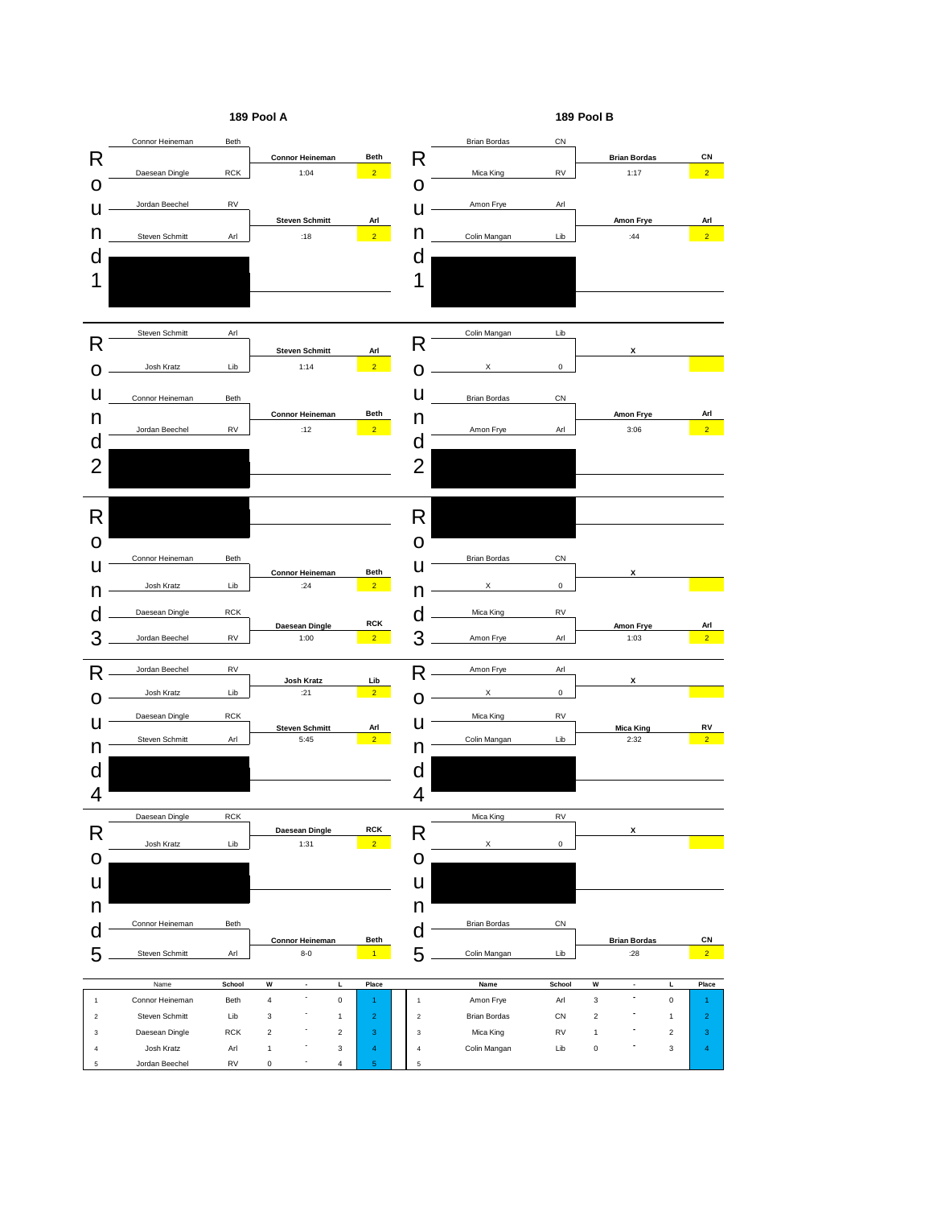## 189 Pool A

### Round 1

| Wrestler 1 | School | Wrestler 2 | School | Winner | School | Result | Points |
|---|---|---|---|---|---|---|---|
| Connor Heineman | Beth | Daesean Dingle | RCK | Connor Heineman | Beth | 1:04 | 2 |
| Jordan Beechel | RV | Steven Schmitt | Arl | Steven Schmitt | Arl | :18 | 2 |

### Round 2

| Wrestler 1 | School | Wrestler 2 | School | Winner | School | Result | Points |
|---|---|---|---|---|---|---|---|
| Steven Schmitt | Arl | Josh Kratz | Lib | Steven Schmitt | Arl | 1:14 | 2 |
| Connor Heineman | Beth | Jordan Beechel | RV | Connor Heineman | Beth | :12 | 2 |

### Round 3

| Wrestler 1 | School | Wrestler 2 | School | Winner | School | Result | Points |
|---|---|---|---|---|---|---|---|
| Connor Heineman | Beth | Josh Kratz | Lib | Connor Heineman | Beth | :24 | 2 |
| Daesean Dingle | RCK | Jordan Beechel | RV | Daesean Dingle | RCK | 1:00 | 2 |

### Round 4

| Wrestler 1 | School | Wrestler 2 | School | Winner | School | Result | Points |
|---|---|---|---|---|---|---|---|
| Jordan Beechel | RV | Josh Kratz | Lib | Josh Kratz | Lib | :21 | 2 |
| Daesean Dingle | RCK | Steven Schmitt | Arl | Steven Schmitt | Arl | 5:45 | 2 |

### Round 5

| Wrestler 1 | School | Wrestler 2 | School | Winner | School | Result | Points |
|---|---|---|---|---|---|---|---|
| Daesean Dingle | RCK | Josh Kratz | Lib | Daesean Dingle | RCK | 1:31 | 2 |
| Connor Heineman | Beth | Steven Schmitt | Arl | Connor Heineman | Beth | 8-0 | 1 |

### Standings

| | Name | School | W | - | L | Place |
|---|---|---|---|---|---|---|
| 1 | Connor Heineman | Beth | 4 | - | 0 | 1 |
| 2 | Steven Schmitt | Lib | 3 | - | 1 | 2 |
| 3 | Daesean Dingle | RCK | 2 | - | 2 | 3 |
| 4 | Josh Kratz | Arl | 1 | - | 3 | 4 |
| 5 | Jordan Beechel | RV | 0 | - | 4 | 5 |

## 189 Pool B

### Round 1

| Wrestler 1 | School | Wrestler 2 | School | Winner | School | Result | Points |
|---|---|---|---|---|---|---|---|
| Brian Bordas | CN | Mica King | RV | Brian Bordas | CN | 1:17 | 2 |
| Amon Frye | Arl | Colin Mangan | Lib | Amon Frye | Arl | :44 | 2 |

### Round 2

| Wrestler 1 | School | Wrestler 2 | School | Winner | School | Result | Points |
|---|---|---|---|---|---|---|---|
| Colin Mangan | Lib | X | 0 | X | | | |
| Brian Bordas | CN | Amon Frye | Arl | Amon Frye | Arl | 3:06 | 2 |

### Round 3

| Wrestler 1 | School | Wrestler 2 | School | Winner | School | Result | Points |
|---|---|---|---|---|---|---|---|
| Brian Bordas | CN | X | 0 | X | | | |
| Mica King | RV | Amon Frye | Arl | Amon Frye | Arl | 1:03 | 2 |

### Round 4

| Wrestler 1 | School | Wrestler 2 | School | Winner | School | Result | Points |
|---|---|---|---|---|---|---|---|
| Amon Frye | Arl | X | 0 | X | | | |
| Mica King | RV | Colin Mangan | Lib | Mica King | RV | 2:32 | 2 |

### Round 5

| Wrestler 1 | School | Wrestler 2 | School | Winner | School | Result | Points |
|---|---|---|---|---|---|---|---|
| Mica King | RV | X | 0 | X | | | |
| Brian Bordas | CN | Colin Mangan | Lib | Brian Bordas | CN | :28 | 2 |

### Standings

| | Name | School | W | - | L | Place |
|---|---|---|---|---|---|---|
| 1 | Amon Frye | Arl | 3 | - | 0 | 1 |
| 2 | Brian Bordas | CN | 2 | - | 1 | 2 |
| 3 | Mica King | RV | 1 | - | 2 | 3 |
| 4 | Colin Mangan | Lib | 0 | - | 3 | 4 |
| 5 | | | | | | |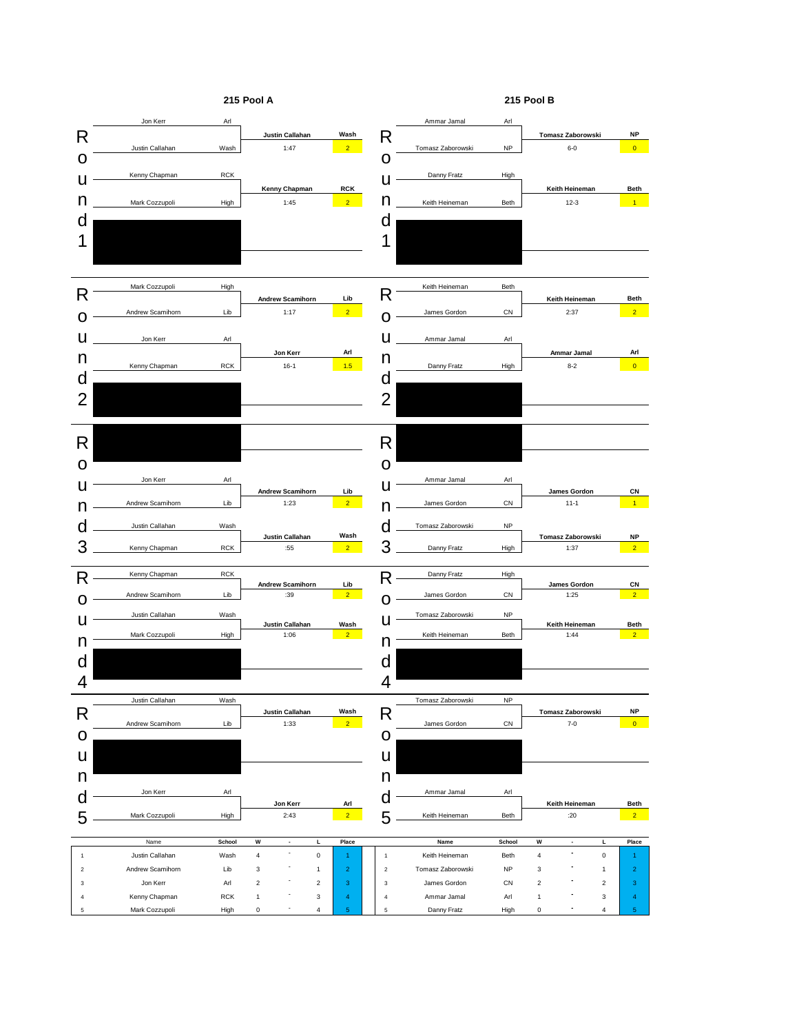## 215 Pool A

### Round 1

| Wrestler | School | Winner | School | Result | Points |
|---|---|---|---|---|---|
| Jon Kerr | Arl | Justin Callahan | Wash | 1:47 | 2 |
| Justin Callahan | Wash | | | | |
| Kenny Chapman | RCK | Kenny Chapman | RCK | 1:45 | 2 |
| Mark Cozzupoli | High | | | | |

### Round 2

| Wrestler | School | Winner | School | Result | Points |
|---|---|---|---|---|---|
| Mark Cozzupoli | High | Andrew Scamihorn | Lib | 1:17 | 2 |
| Andrew Scamihorn | Lib | | | | |
| Jon Kerr | Arl | Jon Kerr | Arl | 16-1 | 1.5 |
| Kenny Chapman | RCK | | | | |

### Round 3

| Wrestler | School | Winner | School | Result | Points |
|---|---|---|---|---|---|
| Jon Kerr | Arl | Andrew Scamihorn | Lib | 1:23 | 2 |
| Andrew Scamihorn | Lib | | | | |
| Justin Callahan | Wash | Justin Callahan | Wash | :55 | 2 |
| Kenny Chapman | RCK | | | | |

### Round 4

| Wrestler | School | Winner | School | Result | Points |
|---|---|---|---|---|---|
| Kenny Chapman | RCK | Andrew Scamihorn | Lib | :39 | 2 |
| Andrew Scamihorn | Lib | | | | |
| Justin Callahan | Wash | Justin Callahan | Wash | 1:06 | 2 |
| Mark Cozzupoli | High | | | | |

### Round 5

| Wrestler | School | Winner | School | Result | Points |
|---|---|---|---|---|---|
| Justin Callahan | Wash | Justin Callahan | Wash | 1:33 | 2 |
| Andrew Scamihorn | Lib | | | | |
| Jon Kerr | Arl | Jon Kerr | Arl | 2:43 | 2 |
| Mark Cozzupoli | High | | | | |

### Standings

| | Name | School | W | - | L | Place |
|---|---|---|---|---|---|---|
| 1 | Justin Callahan | Wash | 4 | - | 0 | 1 |
| 2 | Andrew Scamihorn | Lib | 3 | - | 1 | 2 |
| 3 | Jon Kerr | Arl | 2 | - | 2 | 3 |
| 4 | Kenny Chapman | RCK | 1 | - | 3 | 4 |
| 5 | Mark Cozzupoli | High | 0 | - | 4 | 5 |

## 215 Pool B

### Round 1

| Wrestler | School | Winner | School | Result | Points |
|---|---|---|---|---|---|
| Ammar Jamal | Arl | Tomasz Zaborowski | NP | 6-0 | 0 |
| Tomasz Zaborowski | NP | | | | |
| Danny Fratz | High | Keith Heineman | Beth | 12-3 | 1 |
| Keith Heineman | Beth | | | | |

### Round 2

| Wrestler | School | Winner | School | Result | Points |
|---|---|---|---|---|---|
| Keith Heineman | Beth | Keith Heineman | Beth | 2:37 | 2 |
| James Gordon | CN | | | | |
| Ammar Jamal | Arl | Ammar Jamal | Arl | 8-2 | 0 |
| Danny Fratz | High | | | | |

### Round 3

| Wrestler | School | Winner | School | Result | Points |
|---|---|---|---|---|---|
| Ammar Jamal | Arl | James Gordon | CN | 11-1 | 1 |
| James Gordon | CN | | | | |
| Tomasz Zaborowski | NP | Tomasz Zaborowski | NP | 1:37 | 2 |
| Danny Fratz | High | | | | |

### Round 4

| Wrestler | School | Winner | School | Result | Points |
|---|---|---|---|---|---|
| Danny Fratz | High | James Gordon | CN | 1:25 | 2 |
| James Gordon | CN | | | | |
| Tomasz Zaborowski | NP | Keith Heineman | Beth | 1:44 | 2 |
| Keith Heineman | Beth | | | | |

### Round 5

| Wrestler | School | Winner | School | Result | Points |
|---|---|---|---|---|---|
| Tomasz Zaborowski | NP | Tomasz Zaborowski | NP | 7-0 | 0 |
| James Gordon | CN | | | | |
| Ammar Jamal | Arl | Keith Heineman | Beth | :20 | 2 |
| Keith Heineman | Beth | | | | |

### Standings

| | Name | School | W | - | L | Place |
|---|---|---|---|---|---|---|
| 1 | Keith Heineman | Beth | 4 | - | 0 | 1 |
| 2 | Tomasz Zaborowski | NP | 3 | - | 1 | 2 |
| 3 | James Gordon | CN | 2 | - | 2 | 3 |
| 4 | Ammar Jamal | Arl | 1 | - | 3 | 4 |
| 5 | Danny Fratz | High | 0 | - | 4 | 5 |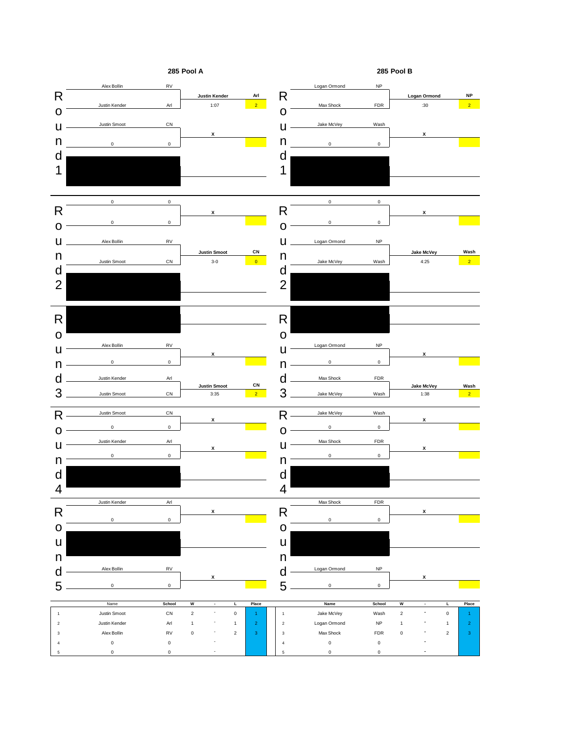## 285 Pool A

### Round 1

| Wrestler | School | Winner | School |
|---|---|---|---|
| Alex Bollin | RV | Justin Kender | Arl |
| Justin Kender | Arl | 1:07 | 2 |
| Justin Smoot | CN | x | |
| 0 | 0 | | |

### Round 2

| Wrestler | School | Winner | School |
|---|---|---|---|
| 0 | 0 | x | |
| 0 | 0 | | |
| Alex Bollin | RV | Justin Smoot | CN |
| Justin Smoot | CN | 3-0 | 0 |

### Round 3

| Wrestler | School | Winner | School |
|---|---|---|---|
| Alex Bollin | RV | x | |
| 0 | 0 | | |
| Justin Kender | Arl | Justin Smoot | CN |
| Justin Smoot | CN | 3:35 | 2 |

### Round 4

| Wrestler | School | Winner | School |
|---|---|---|---|
| Justin Smoot | CN | x | |
| 0 | 0 | | |
| Justin Kender | Arl | x | |
| 0 | 0 | | |

### Round 5

| Wrestler | School | Winner | School |
|---|---|---|---|
| Justin Kender | Arl | x | |
| 0 | 0 | | |
| Alex Bollin | RV | x | |
| 0 | 0 | | |

### Standings

| | Name | School | W | - | L | Place |
|---|---|---|---|---|---|---|
| 1 | Justin Smoot | CN | 2 | - | 0 | 1 |
| 2 | Justin Kender | Arl | 1 | - | 1 | 2 |
| 3 | Alex Bollin | RV | 0 | - | 2 | 3 |
| 4 | 0 | 0 | | - | | |
| 5 | 0 | 0 | | - | | |

## 285 Pool B

### Round 1

| Wrestler | School | Winner | School |
|---|---|---|---|
| Logan Ormond | NP | Logan Ormond | NP |
| Max Shock | FDR | :30 | 2 |
| Jake McVey | Wash | x | |
| 0 | 0 | | |

### Round 2

| Wrestler | School | Winner | School |
|---|---|---|---|
| 0 | 0 | x | |
| 0 | 0 | | |
| Logan Ormond | NP | Jake McVey | Wash |
| Jake McVey | Wash | 4:25 | 2 |

### Round 3

| Wrestler | School | Winner | School |
|---|---|---|---|
| Logan Ormond | NP | x | |
| 0 | 0 | | |
| Max Shock | FDR | Jake McVey | Wash |
| Jake McVey | Wash | 1:38 | 2 |

### Round 4

| Wrestler | School | Winner | School |
|---|---|---|---|
| Jake McVey | Wash | x | |
| 0 | 0 | | |
| Max Shock | FDR | x | |
| 0 | 0 | | |

### Round 5

| Wrestler | School | Winner | School |
|---|---|---|---|
| Max Shock | FDR | x | |
| 0 | 0 | | |
| Logan Ormond | NP | x | |
| 0 | 0 | | |

### Standings

| | Name | School | W | - | L | Place |
|---|---|---|---|---|---|---|
| 1 | Jake McVey | Wash | 2 | - | 0 | 1 |
| 2 | Logan Ormond | NP | 1 | - | 1 | 2 |
| 3 | Max Shock | FDR | 0 | - | 2 | 3 |
| 4 | 0 | 0 | | - | | |
| 5 | 0 | 0 | | - | | |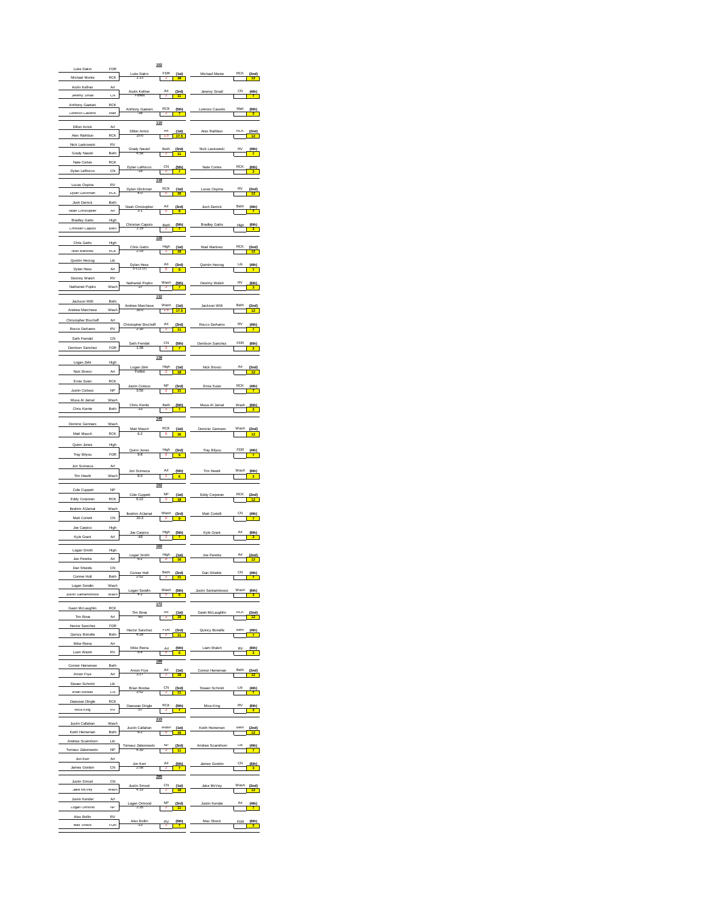## 102

| Wrestler | Team | Match Winner | Team | Result | Score | Place | Opponent | Team | Points | Place |
|---|---|---|---|---|---|---|---|---|---|---|
| Luke Dakin | FDR | Luke Dakin | FDR | 2 | 18 | (1st) | Michael Monte | RCK | 12 | (2nd) |
| Michael Monte | RCK | 1:13 | | | | | | | | |
| Aislin Kellner | Arl | Aislin Kellner | Arl | 2 | 11 | (3rd) | Jeremy Small | CN | 7 | (4th) |
| Jeremy Small | CN | Forfeit | | | | | | | | |
| Anthony Gaetani | RCK | Anthony Gaetani | RCK | 2 | 7 | (5th) | Lorenzo Caserto | Marl | 3 | (6th) |
| Lorenzo Caserto | Marl | :38 | | | | | | | | |

## 110

| Wrestler | Team | Match Winner | Team | Result | Score | Place | Opponent | Team | Points | Place |
|---|---|---|---|---|---|---|---|---|---|---|
| Dillon Arrick | Arl | Dillon Arrick | Arl | 1.5 | 17.5 | (1st) | Alex Rathbun | RCK | 12 | (2nd) |
| Alex Rathbun | RCK | 15-0 | | | | | | | | |
| Nick Laskowski | RV | Grady Nautel | Beth | 2 | 11 | (3rd) | Nick Laskowski | RV | 7 | (4th) |
| Grady Nautel | Beth | 4:58 | | | | | | | | |
| Nate Cortes | RCK | Dylan LaRocco | CN | 2 | 7 | (5th) | Nate Cortes | RCK | 3 | (6th) |
| Dylan LaRocco | CN | :16 | | | | | | | | |

## 118

| Wrestler | Team | Match Winner | Team | Result | Score | Place | Opponent | Team | Points | Place |
|---|---|---|---|---|---|---|---|---|---|---|
| Lucas Ospina | RV | Dylan Glickman | RCK | 0 | 16 | (1st) | Lucas Ospina | RV | 12 | (2nd) |
| Dylan Glickman | RCK | 4-0 | | | | | | | | |
| Josh Derrick | Beth | Noah Christopher | Arl | 0 | 9 | (3rd) | Josh Derrick | Beth | 7 | (4th) |
| Noah Christopher | Arl | 3-1 | | | | | | | | |
| Bradley Gatto | High | Christian Caputo | Beth | 2 | 7 | (5th) | Bradley Gatto | High | 3 | (6th) |
| Christian Caputo | Beth | 1:19 | | | | | | | | |

## 126

| Wrestler | Team | Match Winner | Team | Result | Score | Place | Opponent | Team | Points | Place |
|---|---|---|---|---|---|---|---|---|---|---|
| Chris Gatto | High | Chris Gatto | High | 2 | 18 | (1st) | Noel Martinez | RCK | 12 | (2nd) |
| Noel Martinez | RCK | 2:29 | | | | | | | | |
| Quintin Herzog | Lib | Dylan Hess | Arl | 0 | 9 | (3rd) | Quintin Herzog | Lib | 7 | (4th) |
| Dylan Hess | Arl | 6-5 (3 OT) | | | | | | | | |
| Destiny Walsh | RV | Nathaniel Popko | Wash | 2 | 7 | (5th) | Destiny Walsh | RV | 3 | (6th) |
| Nathaniel Popko | Wash | :37 | | | | | | | | |

## 132

| Wrestler | Team | Match Winner | Team | Result | Score | Place | Opponent | Team | Points | Place |
|---|---|---|---|---|---|---|---|---|---|---|
| Jackson Willi | Beth | Andrew Marchese | Wash | 1.5 | 17.5 | (1st) | Jackson Willi | Beth | 12 | (2nd) |
| Andrew Marchese | Wash | 16-0 | | | | | | | | |
| Christopher Bischoff | Arl | Christopher Bischoff | Arl | 2 | 11 | (3rd) | Rocco DeAveiro | RV | 7 | (4th) |
| Rocco DeAveiro | RV | 2:30 | | | | | | | | |
| Seth Frendel | CN | Seth Frendel | CN | 2 | 7 | (5th) | Denilson Sanchez | FDR | 3 | (6th) |
| Denilson Sanchez | FDR | 1:38 | | | | | | | | |

## 138

| Wrestler | Team | Match Winner | Team | Result | Score | Place | Opponent | Team | Points | Place |
|---|---|---|---|---|---|---|---|---|---|---|
| Logan Zehr | High | Logan Zehr | High | 2 | 18 | (1st) | Nick Bronzi | Arl | 12 | (2nd) |
| Nick Bronzi | Arl | Forfeit | | | | | | | | |
| Ernie Suter | RCK | Justin Coiteux | NP | 2 | 11 | (3rd) | Ernie Suter | RCK | 7 | (4th) |
| Justin Coiteux | NP | 3:56 | | | | | | | | |
| Musa Al Jamal | Wash | Chris Kienle | Beth | 2 | 7 | (5th) | Musa Al Jamal | Wash | 3 | (6th) |
| Chris Kienle | Beth | :33 | | | | | | | | |

## 145

| Wrestler | Team | Match Winner | Team | Result | Score | Place | Opponent | Team | Points | Place |
|---|---|---|---|---|---|---|---|---|---|---|
| Dominic Gennaro | Wash | Matt Masch | RCK | 0 | 16 | (1st) | Dominic Gennaro | Wash | 12 | (2nd) |
| Matt Masch | RCK | 6-2 | | | | | | | | |
| Quinn Jones | High | Quinn Jones | High | 0 | 9 | (3rd) | Tray Bilyou | FDR | 7 | (4th) |
| Tray Bilyou | FDR | 9-8 | | | | | | | | |
| Jon Scimeca | Arl | Jon Scimeca | Arl | 1 | 6 | (5th) | Tim Hewitt | Wash | 3 | (6th) |
| Tim Hewitt | Wash | 8-0 | | | | | | | | |

## 152

| Wrestler | Team | Match Winner | Team | Result | Score | Place | Opponent | Team | Points | Place |
|---|---|---|---|---|---|---|---|---|---|---|
| Cole Cuppett | NP | Cole Cuppett | NP | 2 | 18 | (1st) | Eddy Corporan | RCK | 12 | (2nd) |
| Eddy Corporan | RCK | 5:22 | | | | | | | | |
| Ibrahim AlJamal | Wash | Ibrahim AlJamal | Wash | 0 | 9 | (3rd) | Matt Corteili | CN | 7 | (4th) |
| Matt Corteili | CN | 10-3 | | | | | | | | |
| Joe Carpico | High | Joe Carpico | High | 2 | 7 | (5th) | Kyle Grant | Arl | 3 | (6th) |
| Kyle Grant | Arl | :49 | | | | | | | | |

## 160

| Wrestler | Team | Match Winner | Team | Result | Score | Place | Opponent | Team | Points | Place |
|---|---|---|---|---|---|---|---|---|---|---|
| Logan Smith | High | Logan Smith | High | 0 | 16 | (1st) | Joe Peretta | Arl | 12 | (2nd) |
| Joe Peretta | Arl | 6-2 | | | | | | | | |
| Dan Shields | CN | Conner Holt | Beth | 2 | 11 | (3rd) | Dan Shields | CN | 7 | (4th) |
| Conner Holt | Beth | 2:52 | | | | | | | | |
| Logan Serafin | Wash | Logan Serafin | Wash | 0 | 5 | (5th) | Justin Santambrosio | Wash | 3 | (6th) |
| Justin Santambrosio | Wash | 4-2 | | | | | | | | |

## 172

| Wrestler | Team | Match Winner | Team | Result | Score | Place | Opponent | Team | Points | Place |
|---|---|---|---|---|---|---|---|---|---|---|
| Gavin McLaughlin | RCK | Tim Bova | Arl | 2 | 18 | (1st) | Gavin McLaughlin | RCK | 12 | (2nd) |
| Tim Bova | Arl | :40 | | | | | | | | |
| Hector Sanchez | FDR | Hector Sanchez | FDR | 2 | 11 | (3rd) | Quincy Bonelle | Beth | 7 | (4th) |
| Quincy Bonelle | Beth | 4:26 | | | | | | | | |
| Mike Reina | Arl | Mike Reina | Arl | 0 | 5 | (5th) | Liam Walsh | RV | 3 | (6th) |
| Liam Walsh | RV | 6-4 | | | | | | | | |

## 189

| Wrestler | Team | Match Winner | Team | Result | Score | Place | Opponent | Team | Points | Place |
|---|---|---|---|---|---|---|---|---|---|---|
| Connor Heineman | Beth | Amon Frye | Arl | 2 | 18 | (1st) | Connor Heineman | Beth | 12 | (2nd) |
| Amon Frye | Arl | 3:27 | | | | | | | | |
| Steven Schmitt | Lib | Brian Bordas | CN | 2 | 11 | (3rd) | Steven Schmitt | Lib | 7 | (4th) |
| Brian Bordas | CN | 3:52 | | | | | | | | |
| Daesean Dingle | RCK | Daesean Dingle | RCK | 2 | 7 | (5th) | Mica King | RV | 3 | (6th) |
| Mica King | RV | :57 | | | | | | | | |

## 215

| Wrestler | Team | Match Winner | Team | Result | Score | Place | Opponent | Team | Points | Place |
|---|---|---|---|---|---|---|---|---|---|---|
| Justin Callahan | Wash | Justin Callahan | Wash | 0 | 16 | (1st) | Keith Heineman | Beth | 12 | (2nd) |
| Keith Heineman | Beth | 6-2 | | | | | | | | |
| Andrew Scamihorn | Lib | Tomasz Zaborowski | NP | 2 | 11 | (3rd) | Andrew Scamihorn | Lib | 7 | (4th) |
| Tomasz Zaborowski | NP | 4:30 | | | | | | | | |
| Jon Kerr | Arl | Jon Kerr | Arl | 2 | 7 | (5th) | James Gordon | CN | 3 | (6th) |
| James Gordon | CN | 2:56 | | | | | | | | |

## 285

| Wrestler | Team | Match Winner | Team | Result | Score | Place | Opponent | Team | Points | Place |
|---|---|---|---|---|---|---|---|---|---|---|
| Justin Smoot | CN | Justin Smoot | CN | 2 | 18 | (1st) | Jake McVey | Wash | 12 | (2nd) |
| Jake McVey | Wash | 4:33 | | | | | | | | |
| Justin Kender | Arl | Logan Ormond | NP | 2 | 11 | (3rd) | Justin Kender | Arl | 7 | (4th) |
| Logan Ormond | NP | 1:35 | | | | | | | | |
| Alex Bollin | RV | Alex Bollin | RV | 2 | 7 | (5th) | Max Shock | FDR | 3 | (6th) |
| Max Shock | FDR | :23 | | | | | | | | |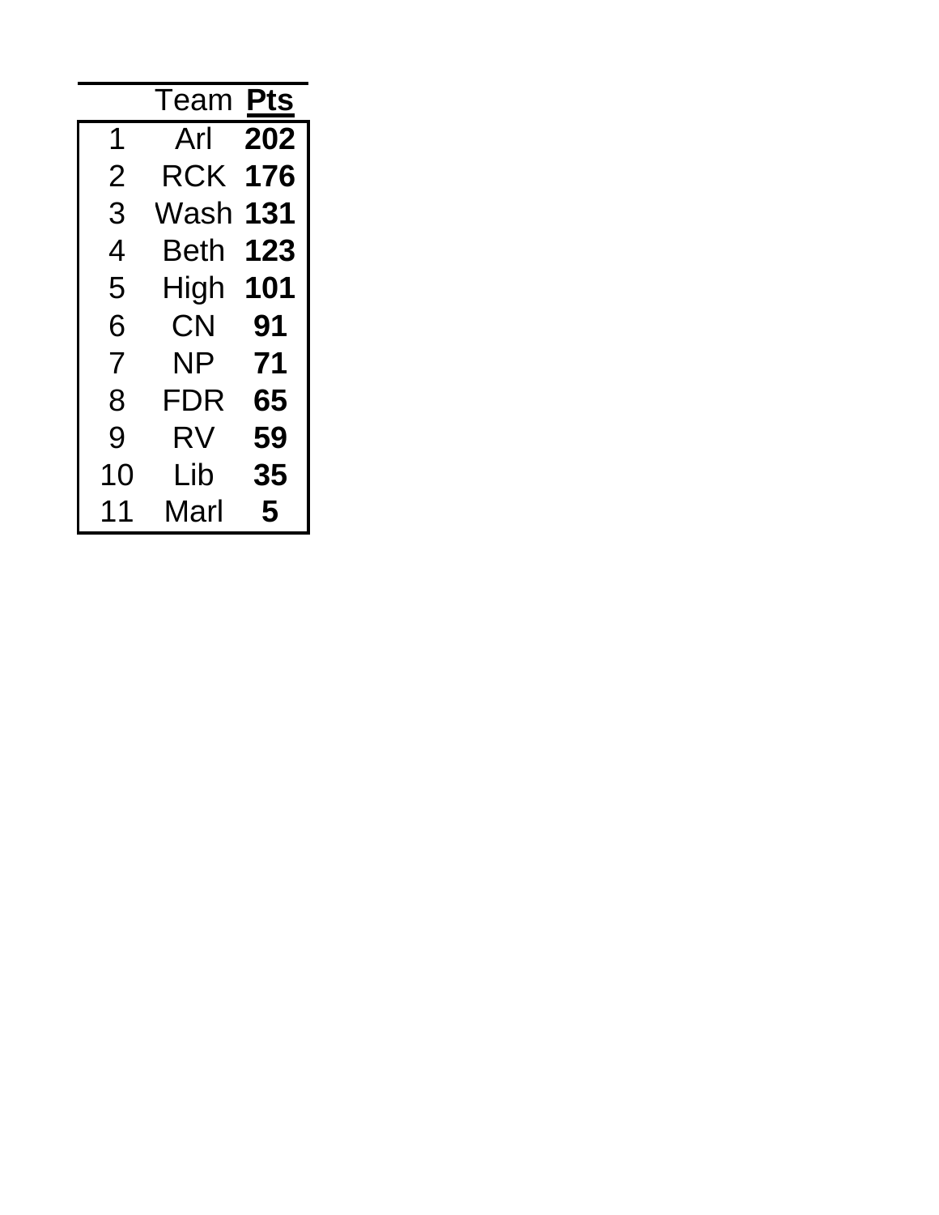| | Team | **Pts** |
|---|---|---|
| 1 | Arl | **202** |
| 2 | RCK | **176** |
| 3 | Wash | **131** |
| 4 | Beth | **123** |
| 5 | High | **101** |
| 6 | CN | **91** |
| 7 | NP | **71** |
| 8 | FDR | **65** |
| 9 | RV | **59** |
| 10 | Lib | **35** |
| 11 | Marl | **5** |